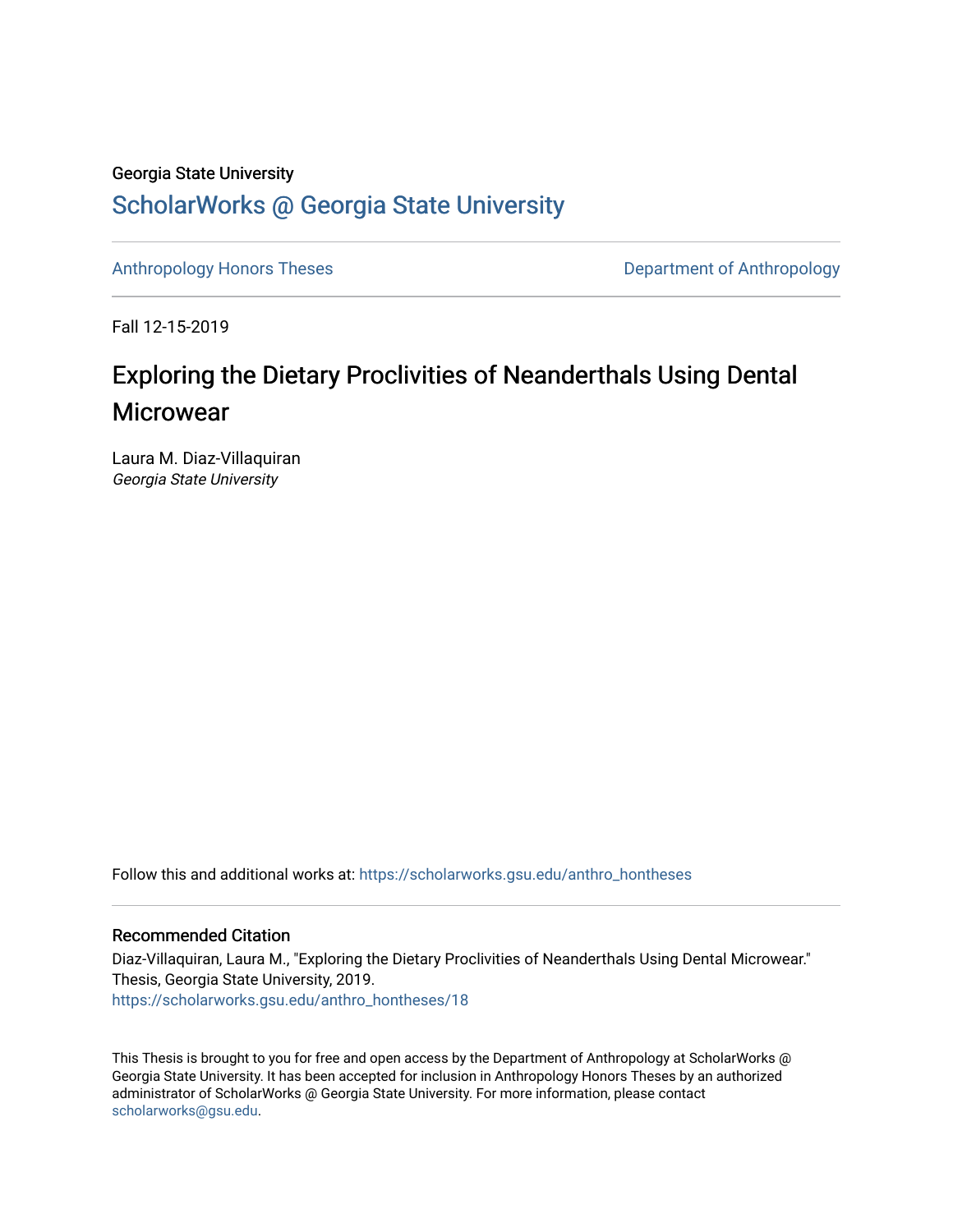Georgia State University

# ScholarWorks @ Georgia State University

Anthropology Honors Theses

Department of Anthropology

Fall 12-15-2019

# Exploring the Dietary Proclivities of Neanderthals Using Dental Microwear

Laura M. Diaz-Villaquiran
*Georgia State University*

Follow this and additional works at: https://scholarworks.gsu.edu/anthro_hontheses

## Recommended Citation

Diaz-Villaquiran, Laura M., "Exploring the Dietary Proclivities of Neanderthals Using Dental Microwear." Thesis, Georgia State University, 2019.
https://scholarworks.gsu.edu/anthro_hontheses/18

This Thesis is brought to you for free and open access by the Department of Anthropology at ScholarWorks @ Georgia State University. It has been accepted for inclusion in Anthropology Honors Theses by an authorized administrator of ScholarWorks @ Georgia State University. For more information, please contact scholarworks@gsu.edu.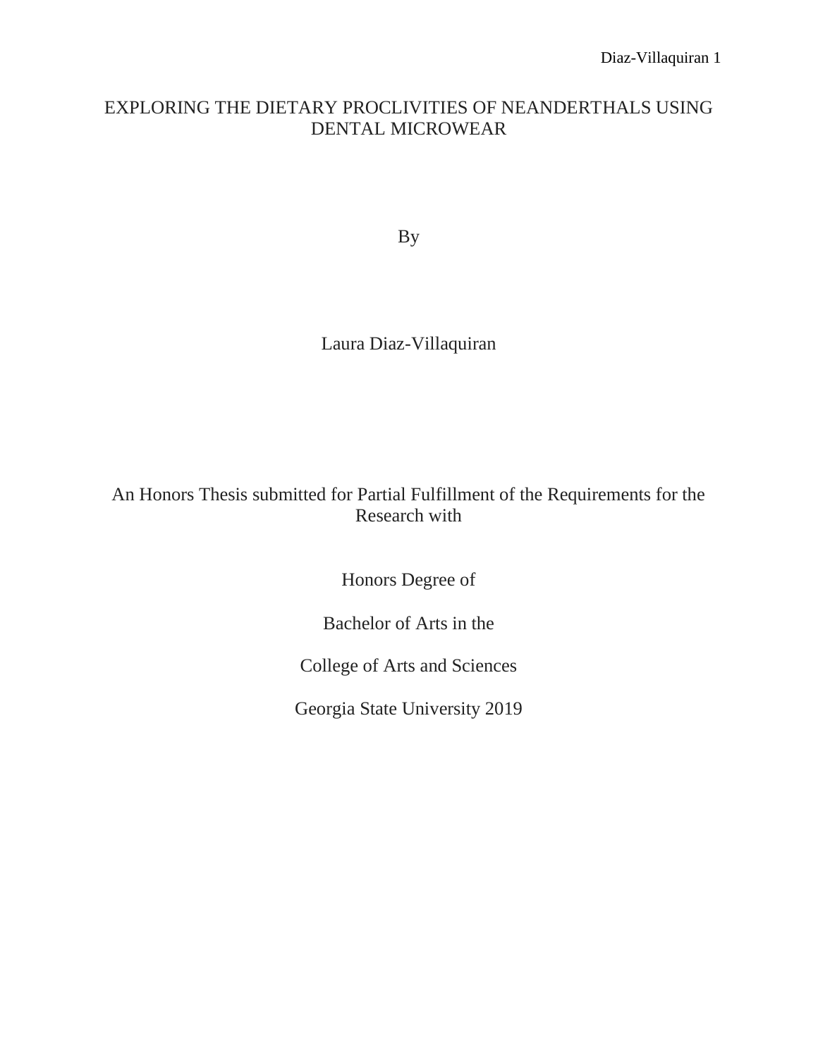# EXPLORING THE DIETARY PROCLIVITIES OF NEANDERTHALS USING DENTAL MICROWEAR

By

Laura Diaz-Villaquiran

An Honors Thesis submitted for Partial Fulfillment of the Requirements for the Research with

Honors Degree of

Bachelor of Arts in the

College of Arts and Sciences

Georgia State University 2019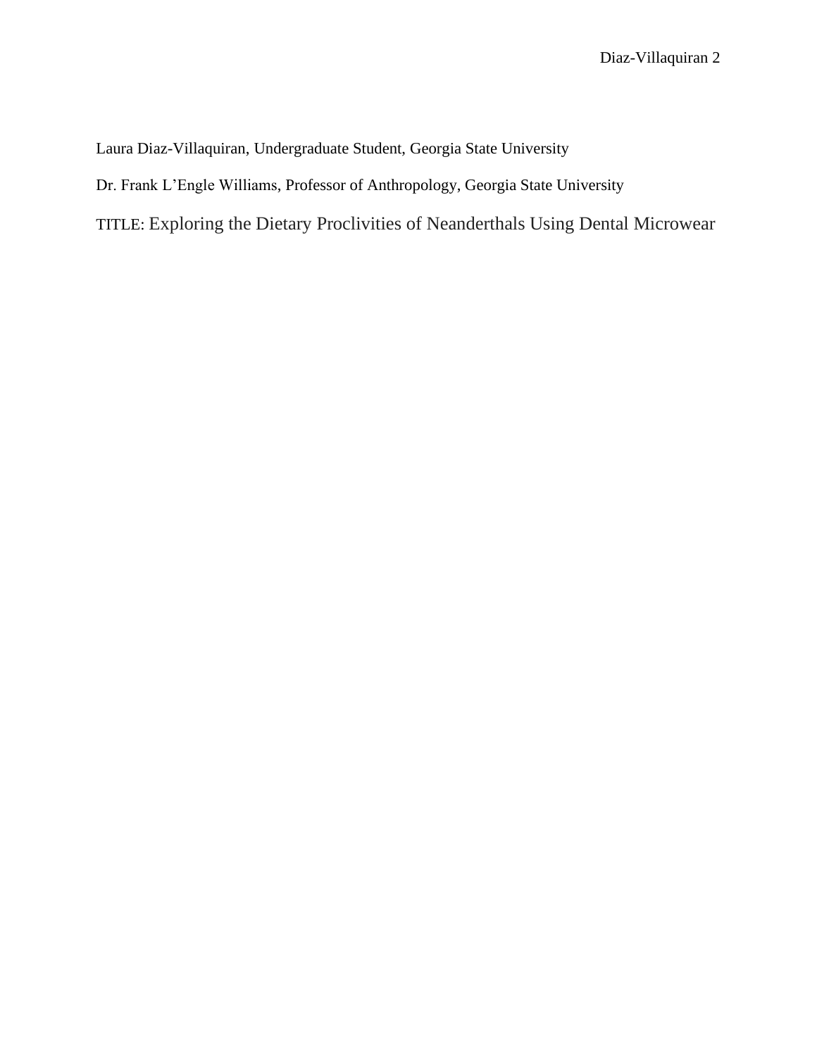Laura Diaz-Villaquiran, Undergraduate Student, Georgia State University

Dr. Frank L'Engle Williams, Professor of Anthropology, Georgia State University

TITLE: Exploring the Dietary Proclivities of Neanderthals Using Dental Microwear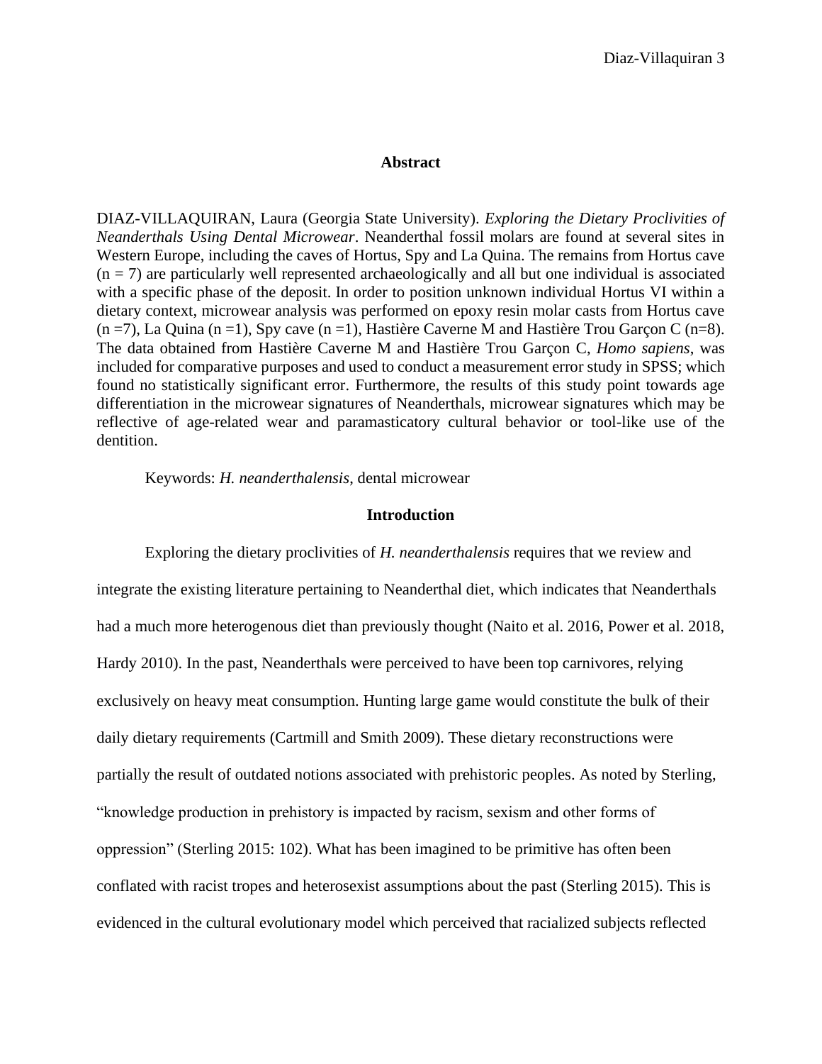## Abstract

DIAZ-VILLAQUIRAN, Laura (Georgia State University). *Exploring the Dietary Proclivities of Neanderthals Using Dental Microwear*. Neanderthal fossil molars are found at several sites in Western Europe, including the caves of Hortus, Spy and La Quina. The remains from Hortus cave (n = 7) are particularly well represented archaeologically and all but one individual is associated with a specific phase of the deposit. In order to position unknown individual Hortus VI within a dietary context, microwear analysis was performed on epoxy resin molar casts from Hortus cave (n =7), La Quina (n =1), Spy cave (n =1), Hastière Caverne M and Hastière Trou Garçon C (n=8). The data obtained from Hastière Caverne M and Hastière Trou Garçon C, *Homo sapiens*, was included for comparative purposes and used to conduct a measurement error study in SPSS; which found no statistically significant error. Furthermore, the results of this study point towards age differentiation in the microwear signatures of Neanderthals, microwear signatures which may be reflective of age-related wear and paramasticatory cultural behavior or tool-like use of the dentition.

Keywords: *H. neanderthalensis*, dental microwear

## Introduction

Exploring the dietary proclivities of *H. neanderthalensis* requires that we review and integrate the existing literature pertaining to Neanderthal diet, which indicates that Neanderthals had a much more heterogenous diet than previously thought (Naito et al. 2016, Power et al. 2018, Hardy 2010). In the past, Neanderthals were perceived to have been top carnivores, relying exclusively on heavy meat consumption. Hunting large game would constitute the bulk of their daily dietary requirements (Cartmill and Smith 2009). These dietary reconstructions were partially the result of outdated notions associated with prehistoric peoples. As noted by Sterling, "knowledge production in prehistory is impacted by racism, sexism and other forms of oppression" (Sterling 2015: 102). What has been imagined to be primitive has often been conflated with racist tropes and heterosexist assumptions about the past (Sterling 2015). This is evidenced in the cultural evolutionary model which perceived that racialized subjects reflected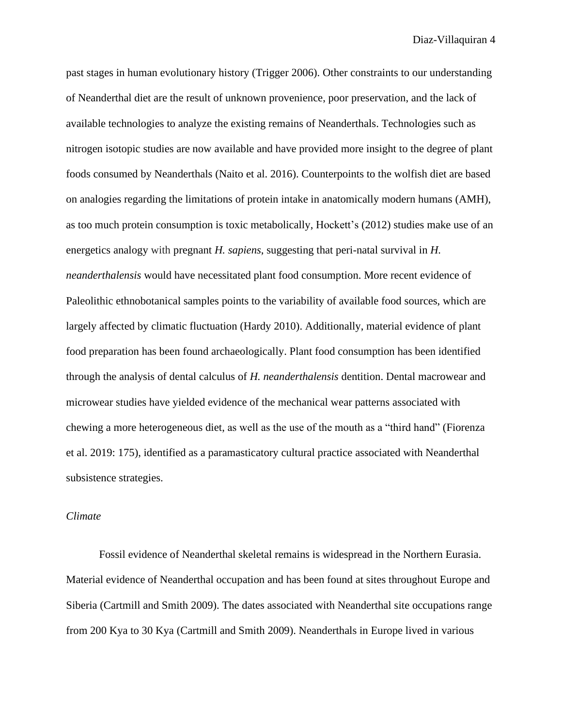past stages in human evolutionary history (Trigger 2006). Other constraints to our understanding of Neanderthal diet are the result of unknown provenience, poor preservation, and the lack of available technologies to analyze the existing remains of Neanderthals. Technologies such as nitrogen isotopic studies are now available and have provided more insight to the degree of plant foods consumed by Neanderthals (Naito et al. 2016). Counterpoints to the wolfish diet are based on analogies regarding the limitations of protein intake in anatomically modern humans (AMH), as too much protein consumption is toxic metabolically, Hockett's (2012) studies make use of an energetics analogy with pregnant *H. sapiens*, suggesting that peri-natal survival in *H. neanderthalensis* would have necessitated plant food consumption. More recent evidence of Paleolithic ethnobotanical samples points to the variability of available food sources, which are largely affected by climatic fluctuation (Hardy 2010). Additionally, material evidence of plant food preparation has been found archaeologically. Plant food consumption has been identified through the analysis of dental calculus of *H. neanderthalensis* dentition. Dental macrowear and microwear studies have yielded evidence of the mechanical wear patterns associated with chewing a more heterogeneous diet, as well as the use of the mouth as a "third hand" (Fiorenza et al. 2019: 175), identified as a paramasticatory cultural practice associated with Neanderthal subsistence strategies.

*Climate*

Fossil evidence of Neanderthal skeletal remains is widespread in the Northern Eurasia. Material evidence of Neanderthal occupation and has been found at sites throughout Europe and Siberia (Cartmill and Smith 2009). The dates associated with Neanderthal site occupations range from 200 Kya to 30 Kya (Cartmill and Smith 2009). Neanderthals in Europe lived in various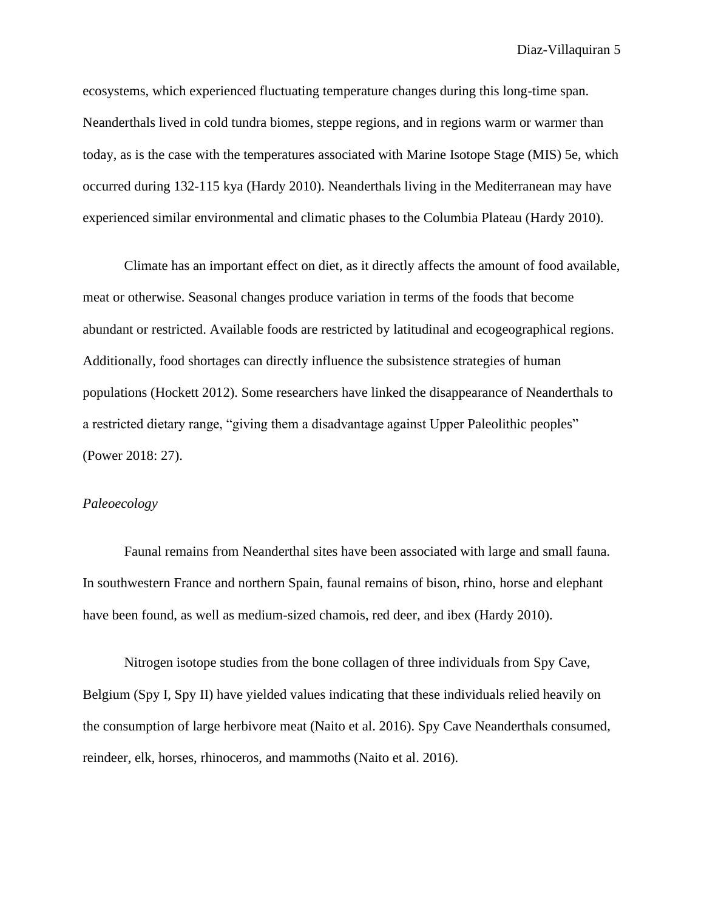ecosystems, which experienced fluctuating temperature changes during this long-time span. Neanderthals lived in cold tundra biomes, steppe regions, and in regions warm or warmer than today, as is the case with the temperatures associated with Marine Isotope Stage (MIS) 5e, which occurred during 132-115 kya (Hardy 2010). Neanderthals living in the Mediterranean may have experienced similar environmental and climatic phases to the Columbia Plateau (Hardy 2010).

Climate has an important effect on diet, as it directly affects the amount of food available, meat or otherwise. Seasonal changes produce variation in terms of the foods that become abundant or restricted. Available foods are restricted by latitudinal and ecogeographical regions. Additionally, food shortages can directly influence the subsistence strategies of human populations (Hockett 2012). Some researchers have linked the disappearance of Neanderthals to a restricted dietary range, "giving them a disadvantage against Upper Paleolithic peoples" (Power 2018: 27).

*Paleoecology*

Faunal remains from Neanderthal sites have been associated with large and small fauna. In southwestern France and northern Spain, faunal remains of bison, rhino, horse and elephant have been found, as well as medium-sized chamois, red deer, and ibex (Hardy 2010).

Nitrogen isotope studies from the bone collagen of three individuals from Spy Cave, Belgium (Spy I, Spy II) have yielded values indicating that these individuals relied heavily on the consumption of large herbivore meat (Naito et al. 2016). Spy Cave Neanderthals consumed, reindeer, elk, horses, rhinoceros, and mammoths (Naito et al. 2016).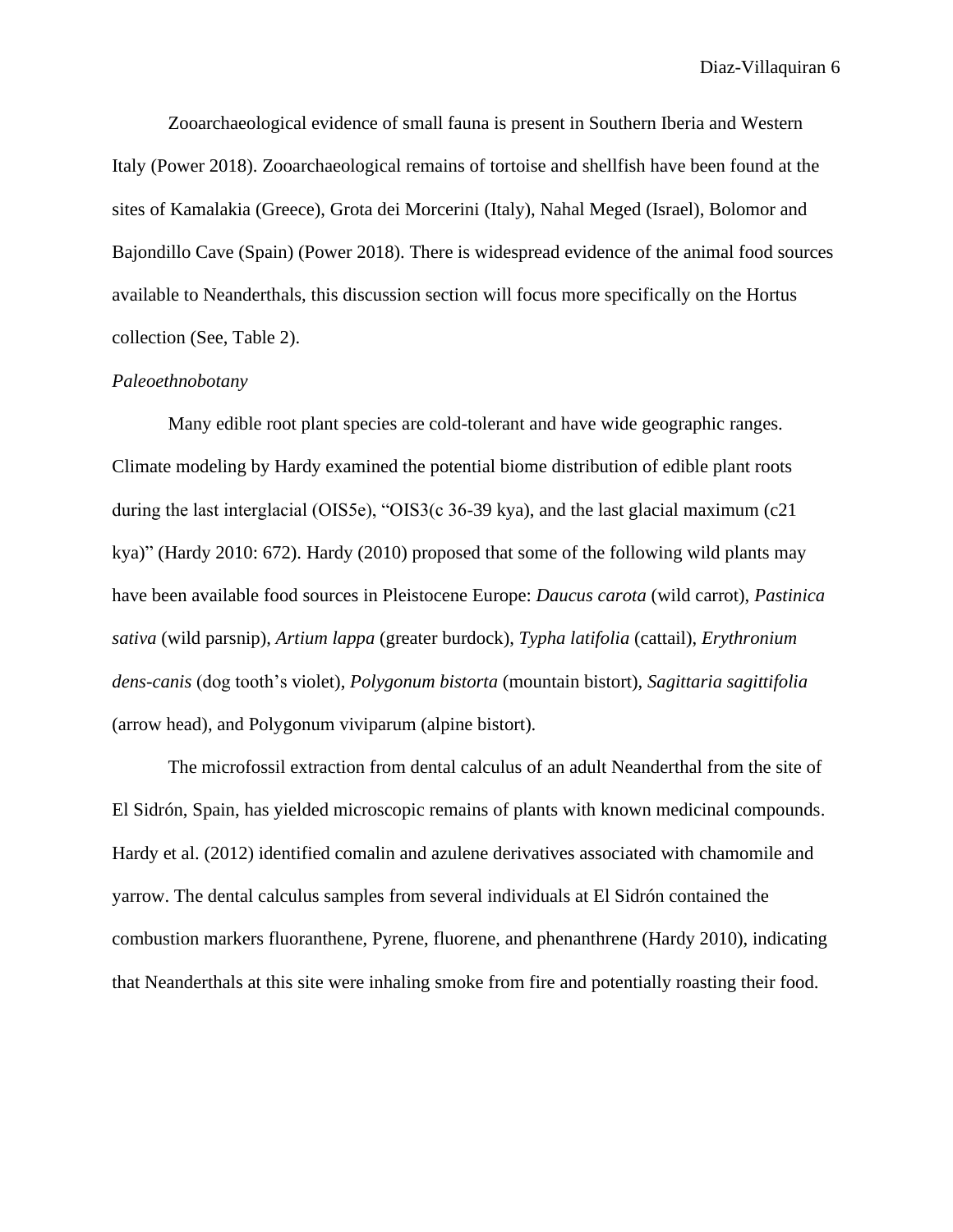Zooarchaeological evidence of small fauna is present in Southern Iberia and Western Italy (Power 2018). Zooarchaeological remains of tortoise and shellfish have been found at the sites of Kamalakia (Greece), Grota dei Morcerini (Italy), Nahal Meged (Israel), Bolomor and Bajondillo Cave (Spain) (Power 2018). There is widespread evidence of the animal food sources available to Neanderthals, this discussion section will focus more specifically on the Hortus collection (See, Table 2).

*Paleoethnobotany*

Many edible root plant species are cold-tolerant and have wide geographic ranges. Climate modeling by Hardy examined the potential biome distribution of edible plant roots during the last interglacial (OIS5e), "OIS3(c 36-39 kya), and the last glacial maximum (c21 kya)" (Hardy 2010: 672). Hardy (2010) proposed that some of the following wild plants may have been available food sources in Pleistocene Europe: *Daucus carota* (wild carrot), *Pastinica sativa* (wild parsnip), *Artium lappa* (greater burdock), *Typha latifolia* (cattail), *Erythronium dens-canis* (dog tooth's violet), *Polygonum bistorta* (mountain bistort), *Sagittaria sagittifolia* (arrow head), and Polygonum viviparum (alpine bistort).

The microfossil extraction from dental calculus of an adult Neanderthal from the site of El Sidrón, Spain, has yielded microscopic remains of plants with known medicinal compounds. Hardy et al. (2012) identified comalin and azulene derivatives associated with chamomile and yarrow. The dental calculus samples from several individuals at El Sidrón contained the combustion markers fluoranthene, Pyrene, fluorene, and phenanthrene (Hardy 2010), indicating that Neanderthals at this site were inhaling smoke from fire and potentially roasting their food.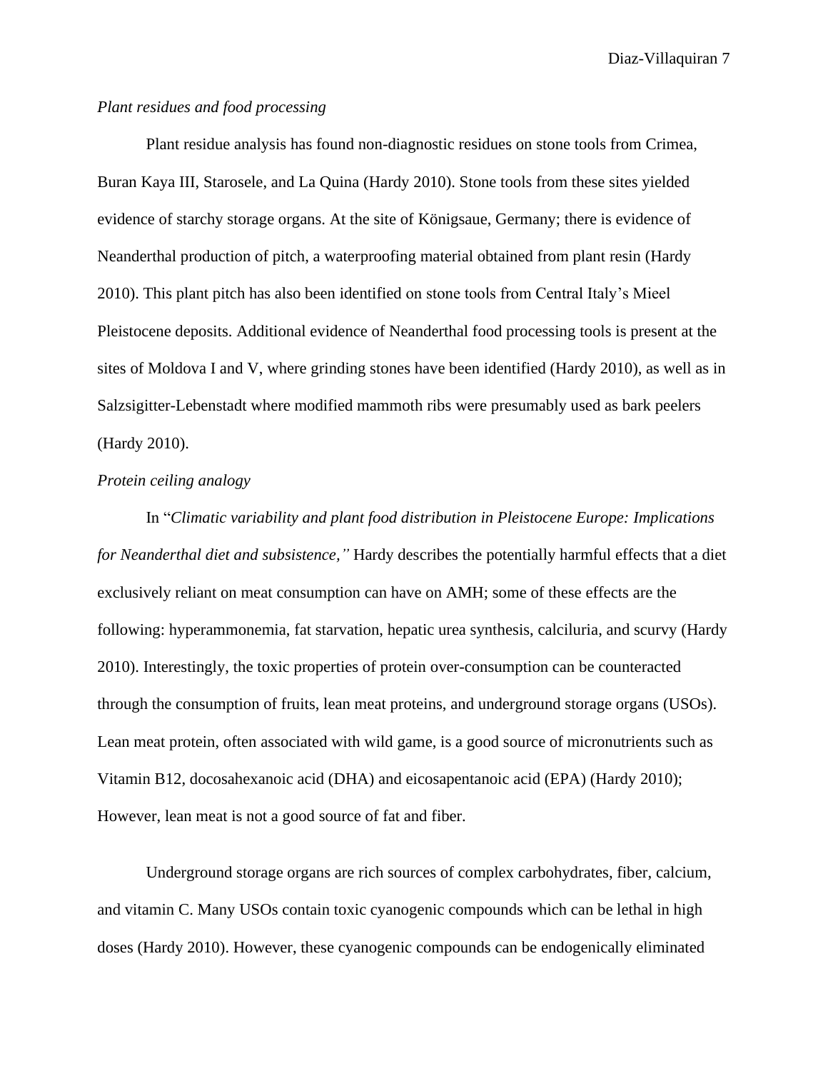*Plant residues and food processing*

Plant residue analysis has found non-diagnostic residues on stone tools from Crimea, Buran Kaya III, Starosele, and La Quina (Hardy 2010). Stone tools from these sites yielded evidence of starchy storage organs. At the site of Königsaue, Germany; there is evidence of Neanderthal production of pitch, a waterproofing material obtained from plant resin (Hardy 2010). This plant pitch has also been identified on stone tools from Central Italy's Mieel Pleistocene deposits. Additional evidence of Neanderthal food processing tools is present at the sites of Moldova I and V, where grinding stones have been identified (Hardy 2010), as well as in Salzsigitter-Lebenstadt where modified mammoth ribs were presumably used as bark peelers (Hardy 2010).

*Protein ceiling analogy*

In "*Climatic variability and plant food distribution in Pleistocene Europe: Implications for Neanderthal diet and subsistence,"* Hardy describes the potentially harmful effects that a diet exclusively reliant on meat consumption can have on AMH; some of these effects are the following: hyperammonemia, fat starvation, hepatic urea synthesis, calciluria, and scurvy (Hardy 2010). Interestingly, the toxic properties of protein over-consumption can be counteracted through the consumption of fruits, lean meat proteins, and underground storage organs (USOs). Lean meat protein, often associated with wild game, is a good source of micronutrients such as Vitamin B12, docosahexanoic acid (DHA) and eicosapentanoic acid (EPA) (Hardy 2010); However, lean meat is not a good source of fat and fiber.

Underground storage organs are rich sources of complex carbohydrates, fiber, calcium, and vitamin C. Many USOs contain toxic cyanogenic compounds which can be lethal in high doses (Hardy 2010). However, these cyanogenic compounds can be endogenically eliminated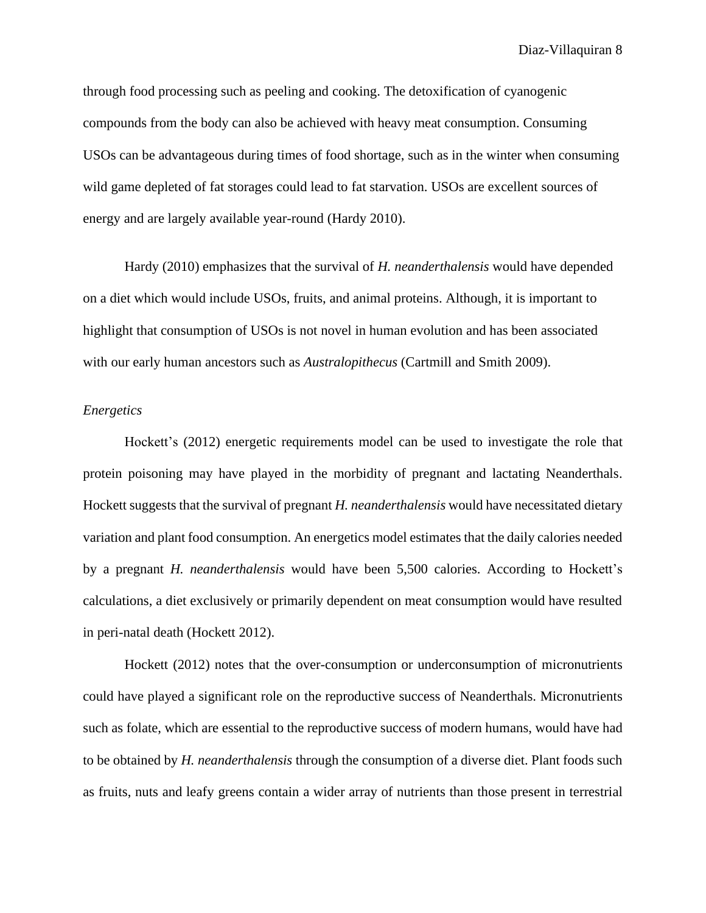through food processing such as peeling and cooking. The detoxification of cyanogenic compounds from the body can also be achieved with heavy meat consumption. Consuming USOs can be advantageous during times of food shortage, such as in the winter when consuming wild game depleted of fat storages could lead to fat starvation. USOs are excellent sources of energy and are largely available year-round (Hardy 2010).

Hardy (2010) emphasizes that the survival of *H. neanderthalensis* would have depended on a diet which would include USOs, fruits, and animal proteins. Although, it is important to highlight that consumption of USOs is not novel in human evolution and has been associated with our early human ancestors such as *Australopithecus* (Cartmill and Smith 2009).

*Energetics*

Hockett's (2012) energetic requirements model can be used to investigate the role that protein poisoning may have played in the morbidity of pregnant and lactating Neanderthals. Hockett suggests that the survival of pregnant *H. neanderthalensis* would have necessitated dietary variation and plant food consumption. An energetics model estimates that the daily calories needed by a pregnant *H. neanderthalensis* would have been 5,500 calories. According to Hockett's calculations, a diet exclusively or primarily dependent on meat consumption would have resulted in peri-natal death (Hockett 2012).

Hockett (2012) notes that the over-consumption or underconsumption of micronutrients could have played a significant role on the reproductive success of Neanderthals. Micronutrients such as folate, which are essential to the reproductive success of modern humans, would have had to be obtained by *H. neanderthalensis* through the consumption of a diverse diet. Plant foods such as fruits, nuts and leafy greens contain a wider array of nutrients than those present in terrestrial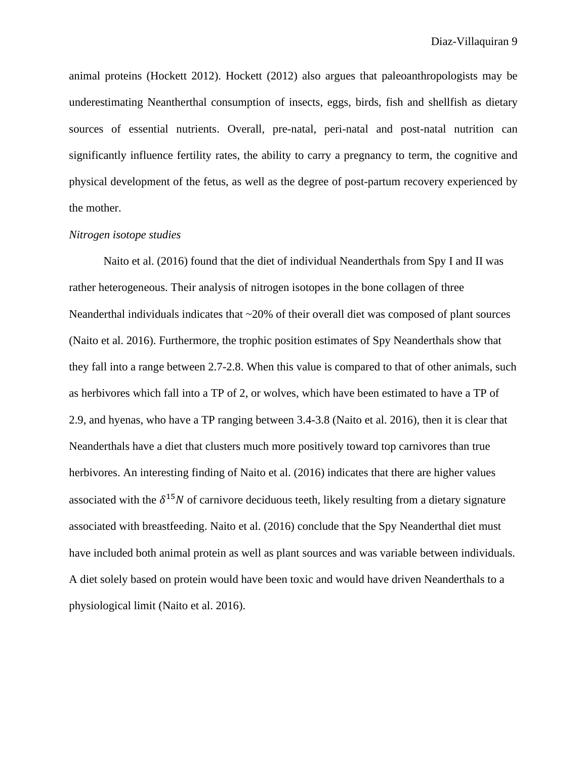animal proteins (Hockett 2012). Hockett (2012) also argues that paleoanthropologists may be underestimating Neantherthal consumption of insects, eggs, birds, fish and shellfish as dietary sources of essential nutrients. Overall, pre-natal, peri-natal and post-natal nutrition can significantly influence fertility rates, the ability to carry a pregnancy to term, the cognitive and physical development of the fetus, as well as the degree of post-partum recovery experienced by the mother.

*Nitrogen isotope studies*

Naito et al. (2016) found that the diet of individual Neanderthals from Spy I and II was rather heterogeneous. Their analysis of nitrogen isotopes in the bone collagen of three Neanderthal individuals indicates that ~20% of their overall diet was composed of plant sources (Naito et al. 2016). Furthermore, the trophic position estimates of Spy Neanderthals show that they fall into a range between 2.7-2.8. When this value is compared to that of other animals, such as herbivores which fall into a TP of 2, or wolves, which have been estimated to have a TP of 2.9, and hyenas, who have a TP ranging between 3.4-3.8 (Naito et al. 2016), then it is clear that Neanderthals have a diet that clusters much more positively toward top carnivores than true herbivores. An interesting finding of Naito et al. (2016) indicates that there are higher values associated with the $\delta^{15}N$ of carnivore deciduous teeth, likely resulting from a dietary signature associated with breastfeeding. Naito et al. (2016) conclude that the Spy Neanderthal diet must have included both animal protein as well as plant sources and was variable between individuals. A diet solely based on protein would have been toxic and would have driven Neanderthals to a physiological limit (Naito et al. 2016).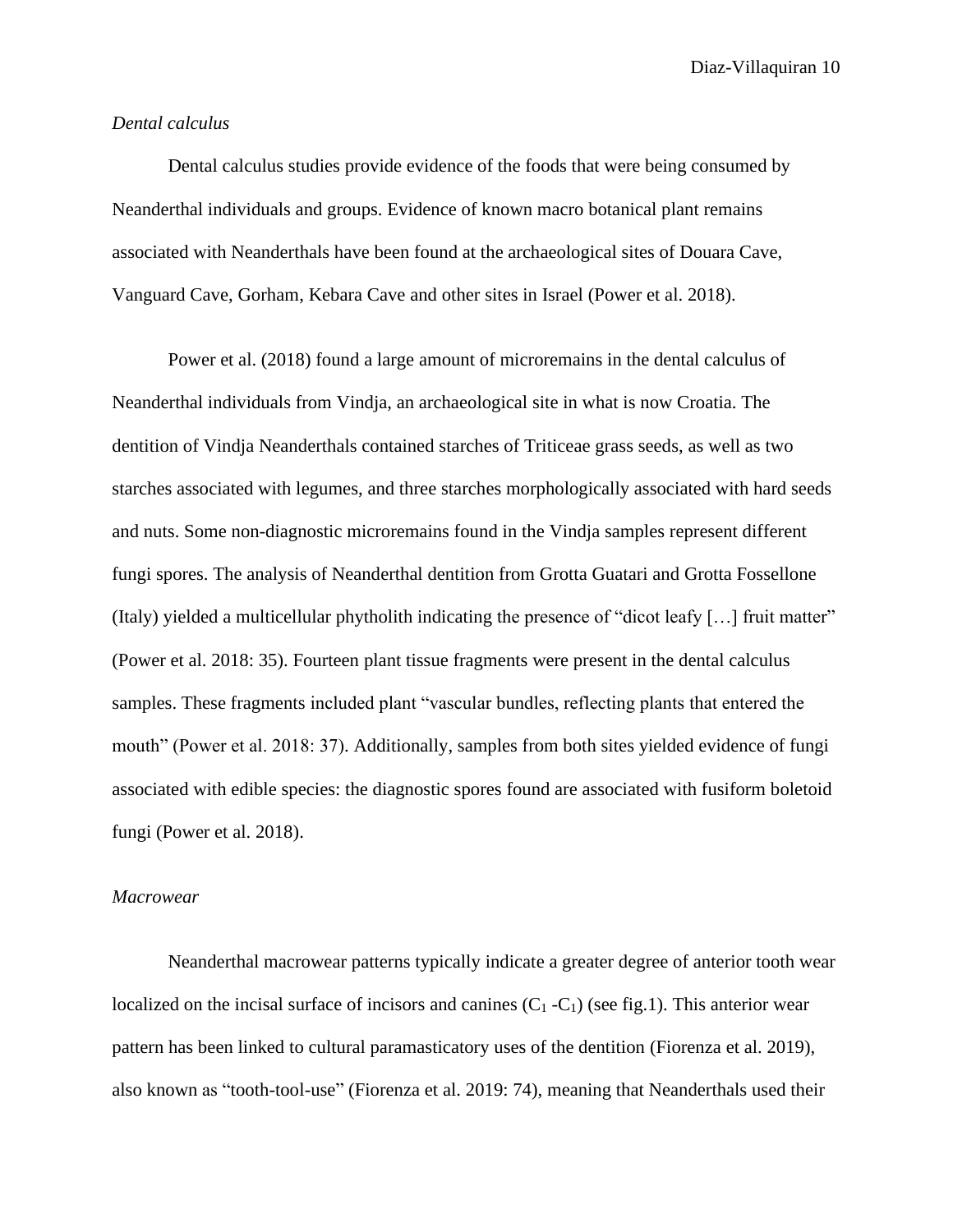*Dental calculus*

Dental calculus studies provide evidence of the foods that were being consumed by Neanderthal individuals and groups. Evidence of known macro botanical plant remains associated with Neanderthals have been found at the archaeological sites of Douara Cave, Vanguard Cave, Gorham, Kebara Cave and other sites in Israel (Power et al. 2018).

Power et al. (2018) found a large amount of microremains in the dental calculus of Neanderthal individuals from Vindja, an archaeological site in what is now Croatia. The dentition of Vindja Neanderthals contained starches of Triticeae grass seeds, as well as two starches associated with legumes, and three starches morphologically associated with hard seeds and nuts. Some non-diagnostic microremains found in the Vindja samples represent different fungi spores. The analysis of Neanderthal dentition from Grotta Guatari and Grotta Fossellone (Italy) yielded a multicellular phytholith indicating the presence of "dicot leafy […] fruit matter" (Power et al. 2018: 35). Fourteen plant tissue fragments were present in the dental calculus samples. These fragments included plant "vascular bundles, reflecting plants that entered the mouth" (Power et al. 2018: 37). Additionally, samples from both sites yielded evidence of fungi associated with edible species: the diagnostic spores found are associated with fusiform boletoid fungi (Power et al. 2018).

*Macrowear*

Neanderthal macrowear patterns typically indicate a greater degree of anterior tooth wear localized on the incisal surface of incisors and canines ($C_1$ -$C_1$) (see fig.1). This anterior wear pattern has been linked to cultural paramasticatory uses of the dentition (Fiorenza et al. 2019), also known as "tooth-tool-use" (Fiorenza et al. 2019: 74), meaning that Neanderthals used their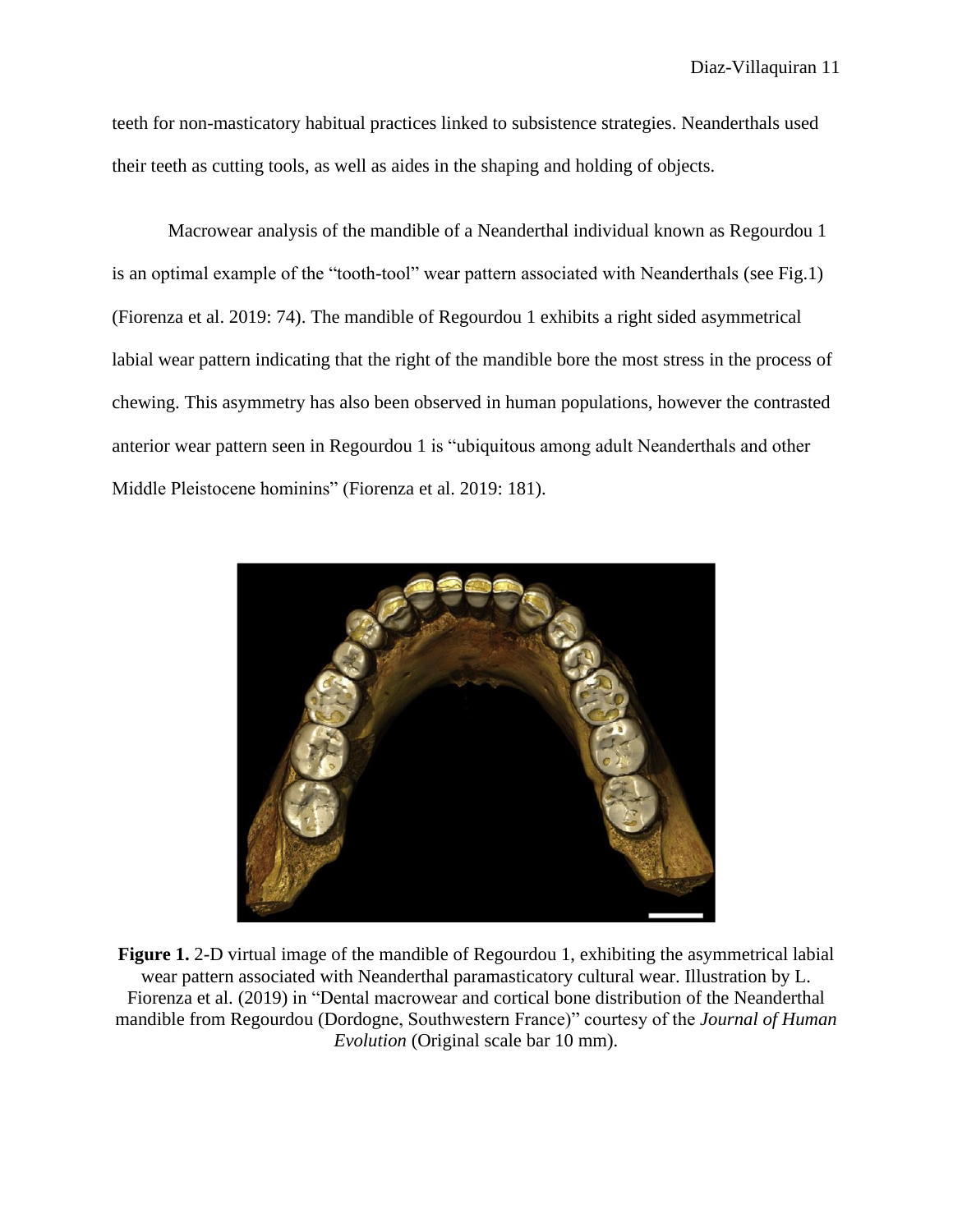teeth for non-masticatory habitual practices linked to subsistence strategies. Neanderthals used their teeth as cutting tools, as well as aides in the shaping and holding of objects.

Macrowear analysis of the mandible of a Neanderthal individual known as Regourdou 1 is an optimal example of the "tooth-tool" wear pattern associated with Neanderthals (see Fig.1) (Fiorenza et al. 2019: 74). The mandible of Regourdou 1 exhibits a right sided asymmetrical labial wear pattern indicating that the right of the mandible bore the most stress in the process of chewing. This asymmetry has also been observed in human populations, however the contrasted anterior wear pattern seen in Regourdou 1 is "ubiquitous among adult Neanderthals and other Middle Pleistocene hominins" (Fiorenza et al. 2019: 181).

**Figure 1.** 2-D virtual image of the mandible of Regourdou 1, exhibiting the asymmetrical labial wear pattern associated with Neanderthal paramasticatory cultural wear. Illustration by L. Fiorenza et al. (2019) in "Dental macrowear and cortical bone distribution of the Neanderthal mandible from Regourdou (Dordogne, Southwestern France)" courtesy of the *Journal of Human Evolution* (Original scale bar 10 mm).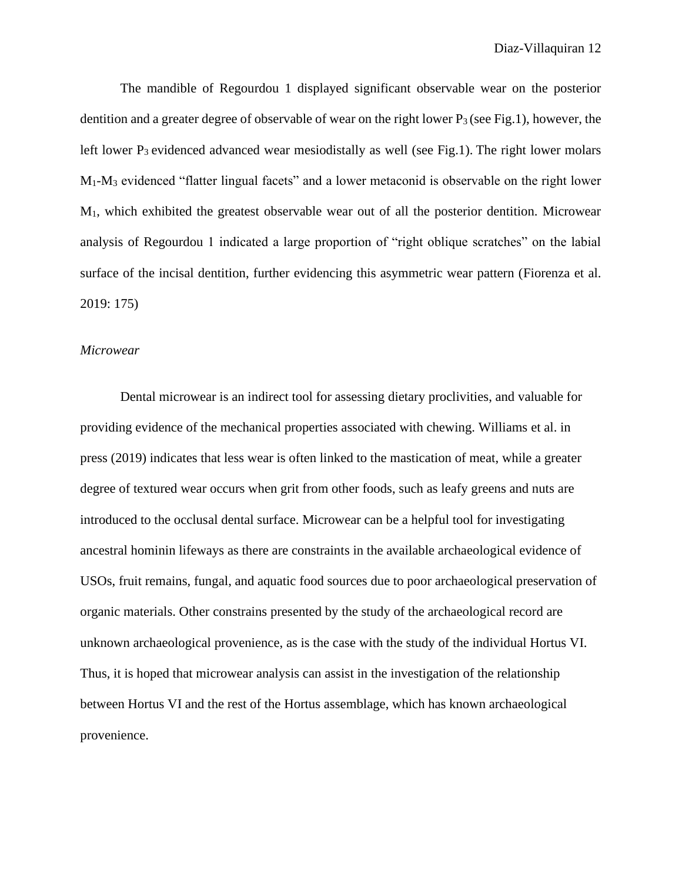The mandible of Regourdou 1 displayed significant observable wear on the posterior dentition and a greater degree of observable of wear on the right lower $P_3$ (see Fig.1), however, the left lower $P_3$ evidenced advanced wear mesiodistally as well (see Fig.1). The right lower molars $M_1$-$M_3$ evidenced "flatter lingual facets" and a lower metaconid is observable on the right lower $M_1$, which exhibited the greatest observable wear out of all the posterior dentition. Microwear analysis of Regourdou 1 indicated a large proportion of "right oblique scratches" on the labial surface of the incisal dentition, further evidencing this asymmetric wear pattern (Fiorenza et al. 2019: 175)

*Microwear*

Dental microwear is an indirect tool for assessing dietary proclivities, and valuable for providing evidence of the mechanical properties associated with chewing. Williams et al. in press (2019) indicates that less wear is often linked to the mastication of meat, while a greater degree of textured wear occurs when grit from other foods, such as leafy greens and nuts are introduced to the occlusal dental surface. Microwear can be a helpful tool for investigating ancestral hominin lifeways as there are constraints in the available archaeological evidence of USOs, fruit remains, fungal, and aquatic food sources due to poor archaeological preservation of organic materials. Other constrains presented by the study of the archaeological record are unknown archaeological provenience, as is the case with the study of the individual Hortus VI. Thus, it is hoped that microwear analysis can assist in the investigation of the relationship between Hortus VI and the rest of the Hortus assemblage, which has known archaeological provenience.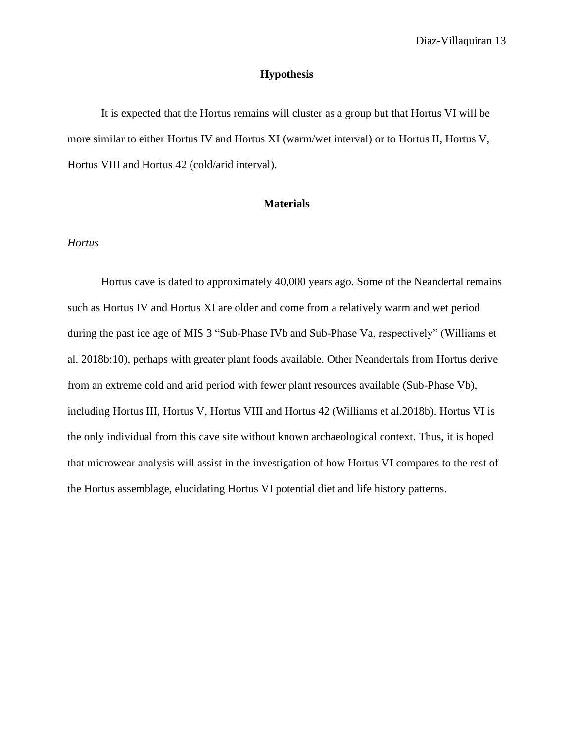## Hypothesis

It is expected that the Hortus remains will cluster as a group but that Hortus VI will be more similar to either Hortus IV and Hortus XI (warm/wet interval) or to Hortus II, Hortus V, Hortus VIII and Hortus 42 (cold/arid interval).

## Materials

*Hortus*

Hortus cave is dated to approximately 40,000 years ago. Some of the Neandertal remains such as Hortus IV and Hortus XI are older and come from a relatively warm and wet period during the past ice age of MIS 3 "Sub-Phase IVb and Sub-Phase Va, respectively" (Williams et al. 2018b:10), perhaps with greater plant foods available. Other Neandertals from Hortus derive from an extreme cold and arid period with fewer plant resources available (Sub-Phase Vb), including Hortus III, Hortus V, Hortus VIII and Hortus 42 (Williams et al.2018b). Hortus VI is the only individual from this cave site without known archaeological context. Thus, it is hoped that microwear analysis will assist in the investigation of how Hortus VI compares to the rest of the Hortus assemblage, elucidating Hortus VI potential diet and life history patterns.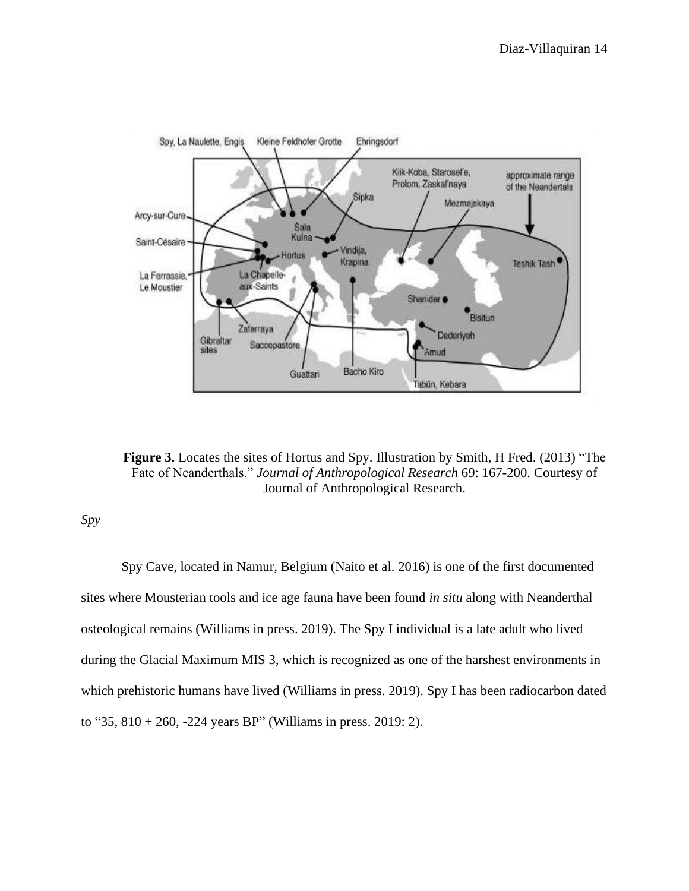**Figure 3.** Locates the sites of Hortus and Spy. Illustration by Smith, H Fred. (2013) "The Fate of Neanderthals." *Journal of Anthropological Research* 69: 167-200. Courtesy of Journal of Anthropological Research.

*Spy*

Spy Cave, located in Namur, Belgium (Naito et al. 2016) is one of the first documented sites where Mousterian tools and ice age fauna have been found *in situ* along with Neanderthal osteological remains (Williams in press. 2019). The Spy I individual is a late adult who lived during the Glacial Maximum MIS 3, which is recognized as one of the harshest environments in which prehistoric humans have lived (Williams in press. 2019). Spy I has been radiocarbon dated to "35, 810 + 260, -224 years BP" (Williams in press. 2019: 2).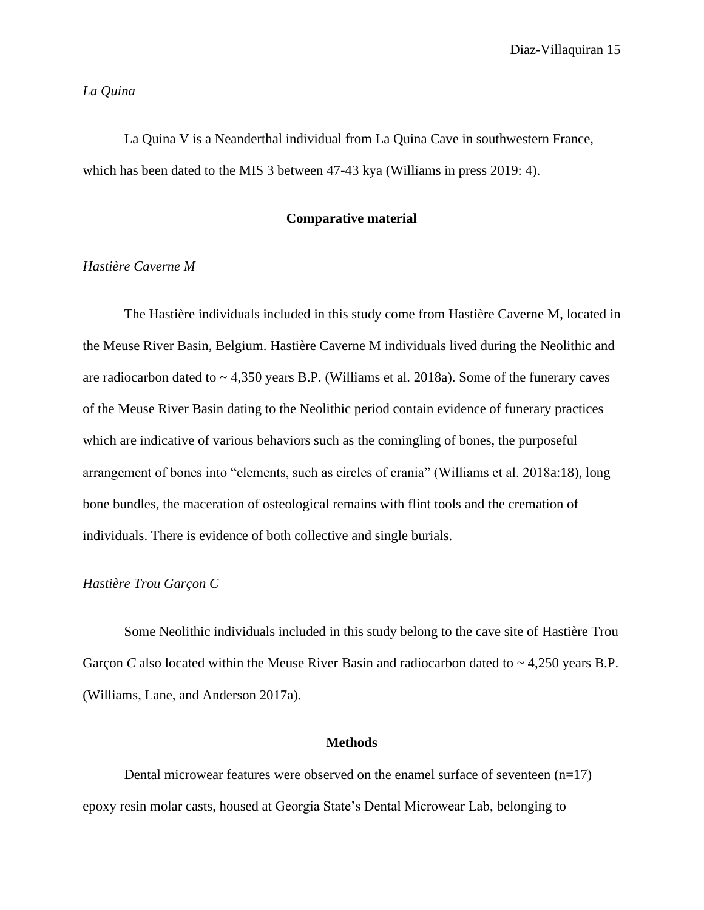*La Quina*

La Quina V is a Neanderthal individual from La Quina Cave in southwestern France, which has been dated to the MIS 3 between 47-43 kya (Williams in press 2019: 4).

## Comparative material

*Hastière Caverne M*

The Hastière individuals included in this study come from Hastière Caverne M, located in the Meuse River Basin, Belgium. Hastière Caverne M individuals lived during the Neolithic and are radiocarbon dated to ~ 4,350 years B.P. (Williams et al. 2018a). Some of the funerary caves of the Meuse River Basin dating to the Neolithic period contain evidence of funerary practices which are indicative of various behaviors such as the comingling of bones, the purposeful arrangement of bones into "elements, such as circles of crania" (Williams et al. 2018a:18), long bone bundles, the maceration of osteological remains with flint tools and the cremation of individuals. There is evidence of both collective and single burials.

*Hastière Trou Garçon C*

Some Neolithic individuals included in this study belong to the cave site of Hastière Trou Garçon *C* also located within the Meuse River Basin and radiocarbon dated to ~ 4,250 years B.P. (Williams, Lane, and Anderson 2017a).

## Methods

Dental microwear features were observed on the enamel surface of seventeen (n=17) epoxy resin molar casts, housed at Georgia State's Dental Microwear Lab, belonging to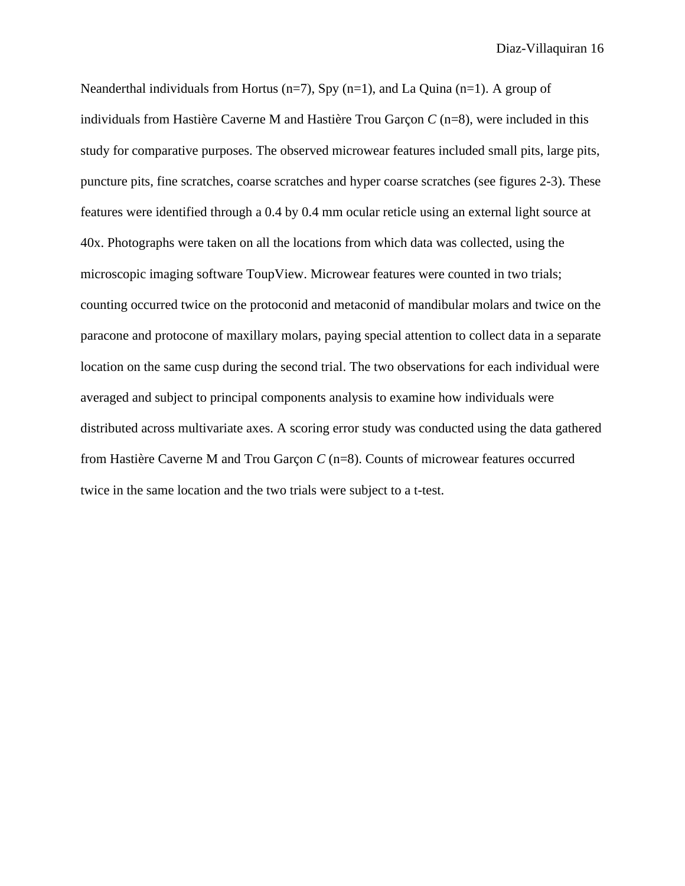Neanderthal individuals from Hortus (n=7), Spy (n=1), and La Quina (n=1). A group of individuals from Hastière Caverne M and Hastière Trou Garçon *C* (n=8), were included in this study for comparative purposes. The observed microwear features included small pits, large pits, puncture pits, fine scratches, coarse scratches and hyper coarse scratches (see figures 2-3). These features were identified through a 0.4 by 0.4 mm ocular reticle using an external light source at 40x. Photographs were taken on all the locations from which data was collected, using the microscopic imaging software ToupView. Microwear features were counted in two trials; counting occurred twice on the protoconid and metaconid of mandibular molars and twice on the paracone and protocone of maxillary molars, paying special attention to collect data in a separate location on the same cusp during the second trial. The two observations for each individual were averaged and subject to principal components analysis to examine how individuals were distributed across multivariate axes. A scoring error study was conducted using the data gathered from Hastière Caverne M and Trou Garçon *C* (n=8). Counts of microwear features occurred twice in the same location and the two trials were subject to a t-test.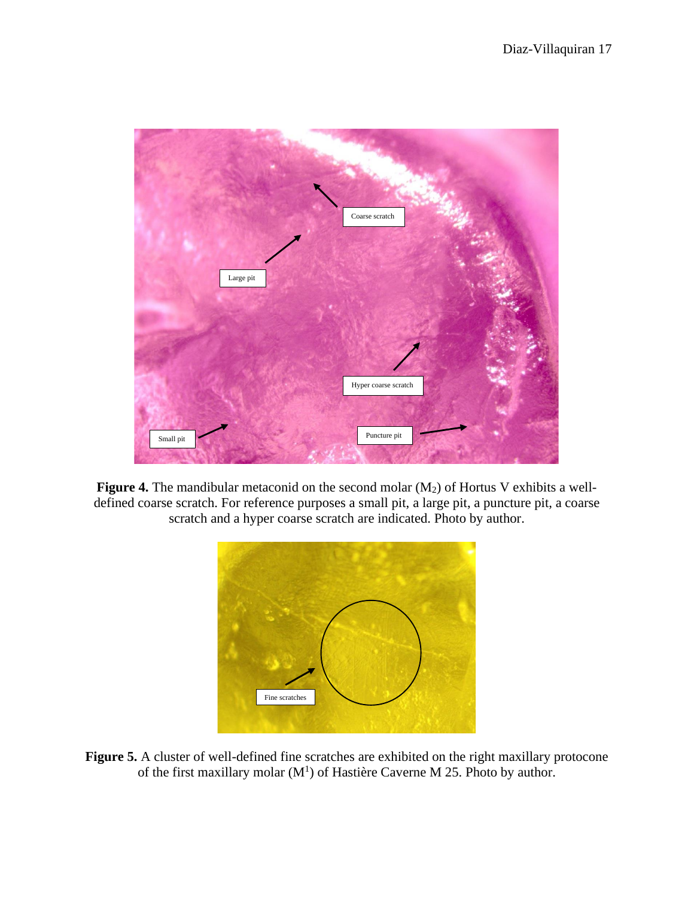**Figure 4.** The mandibular metaconid on the second molar ($M_2$) of Hortus V exhibits a well-defined coarse scratch. For reference purposes a small pit, a large pit, a puncture pit, a coarse scratch and a hyper coarse scratch are indicated. Photo by author.

**Figure 5.** A cluster of well-defined fine scratches are exhibited on the right maxillary protocone of the first maxillary molar ($M^1$) of Hastière Caverne M 25. Photo by author.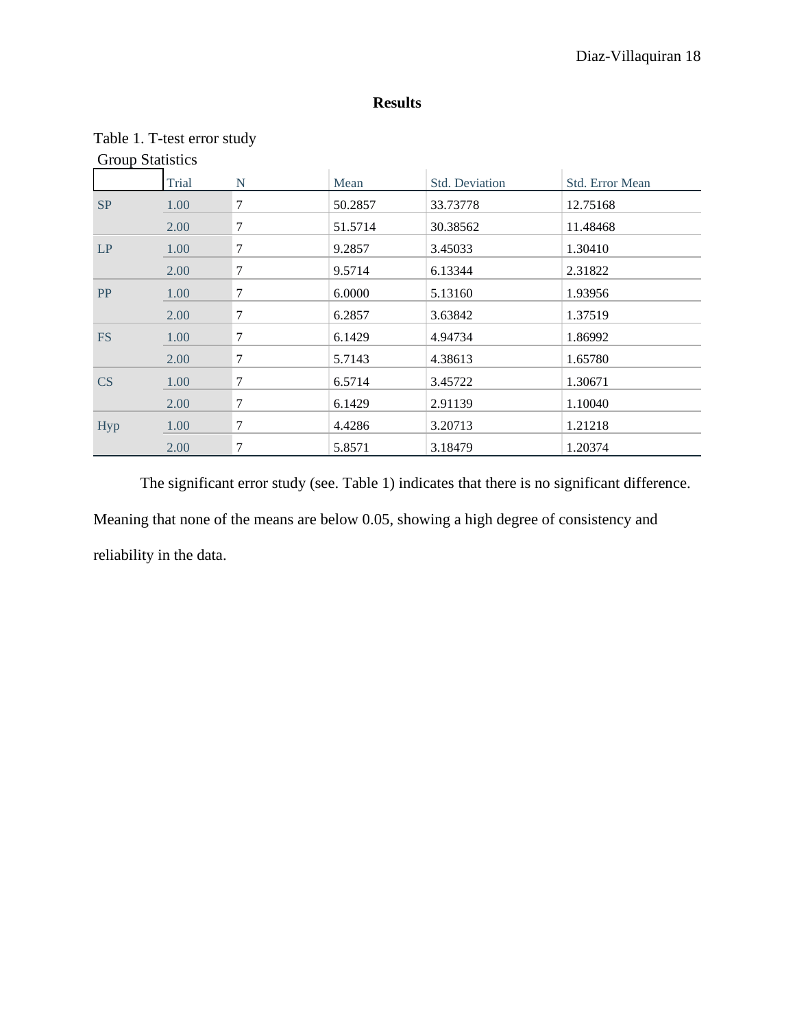# Results

Table 1. T-test error study

Group Statistics

| | Trial | N | Mean | Std. Deviation | Std. Error Mean |
|---|---|---|---|---|---|
| SP | 1.00 | 7 | 50.2857 | 33.73778 | 12.75168 |
| | 2.00 | 7 | 51.5714 | 30.38562 | 11.48468 |
| LP | 1.00 | 7 | 9.2857 | 3.45033 | 1.30410 |
| | 2.00 | 7 | 9.5714 | 6.13344 | 2.31822 |
| PP | 1.00 | 7 | 6.0000 | 5.13160 | 1.93956 |
| | 2.00 | 7 | 6.2857 | 3.63842 | 1.37519 |
| FS | 1.00 | 7 | 6.1429 | 4.94734 | 1.86992 |
| | 2.00 | 7 | 5.7143 | 4.38613 | 1.65780 |
| CS | 1.00 | 7 | 6.5714 | 3.45722 | 1.30671 |
| | 2.00 | 7 | 6.1429 | 2.91139 | 1.10040 |
| Hyp | 1.00 | 7 | 4.4286 | 3.20713 | 1.21218 |
| | 2.00 | 7 | 5.8571 | 3.18479 | 1.20374 |

The significant error study (see. Table 1) indicates that there is no significant difference. Meaning that none of the means are below 0.05, showing a high degree of consistency and reliability in the data.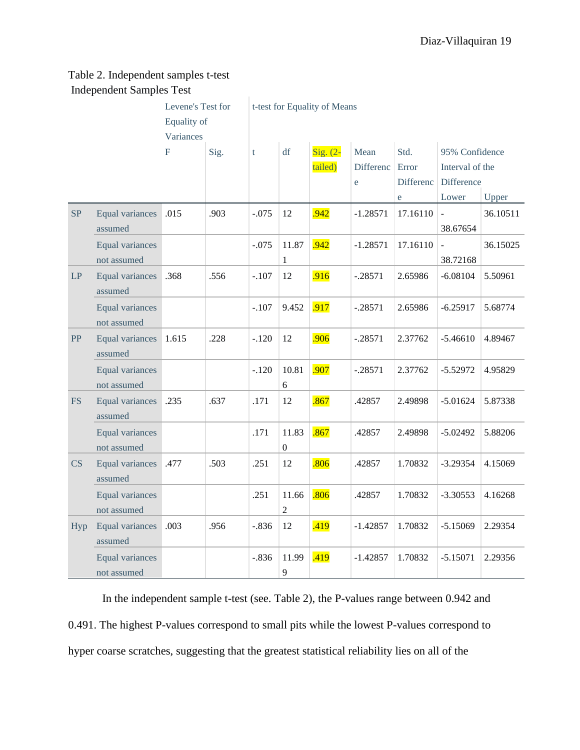Table 2. Independent samples t-test

Independent Samples Test

| | | Levene's Test for Equality of Variances | | t-test for Equality of Means | | | | | | |
|---|---|---|---|---|---|---|---|---|---|---|
| | | F | Sig. | t | df | Sig. (2-tailed) | Mean Difference | Std. Error Difference | 95% Confidence Interval of the Difference | |
| | | | | | | | | | Lower | Upper |
| SP | Equal variances assumed | .015 | .903 | -.075 | 12 | .942 | -1.28571 | 17.16110 | -38.67654 | 36.10511 |
| | Equal variances not assumed | | | -.075 | 11.871 | .942 | -1.28571 | 17.16110 | -38.72168 | 36.15025 |
| LP | Equal variances assumed | .368 | .556 | -.107 | 12 | .916 | -.28571 | 2.65986 | -6.08104 | 5.50961 |
| | Equal variances not assumed | | | -.107 | 9.452 | .917 | -.28571 | 2.65986 | -6.25917 | 5.68774 |
| PP | Equal variances assumed | 1.615 | .228 | -.120 | 12 | .906 | -.28571 | 2.37762 | -5.46610 | 4.89467 |
| | Equal variances not assumed | | | -.120 | 10.816 | .907 | -.28571 | 2.37762 | -5.52972 | 4.95829 |
| FS | Equal variances assumed | .235 | .637 | .171 | 12 | .867 | .42857 | 2.49898 | -5.01624 | 5.87338 |
| | Equal variances not assumed | | | .171 | 11.830 | .867 | .42857 | 2.49898 | -5.02492 | 5.88206 |
| CS | Equal variances assumed | .477 | .503 | .251 | 12 | .806 | .42857 | 1.70832 | -3.29354 | 4.15069 |
| | Equal variances not assumed | | | .251 | 11.662 | .806 | .42857 | 1.70832 | -3.30553 | 4.16268 |
| Hyp | Equal variances assumed | .003 | .956 | -.836 | 12 | .419 | -1.42857 | 1.70832 | -5.15069 | 2.29354 |
| | Equal variances not assumed | | | -.836 | 11.999 | .419 | -1.42857 | 1.70832 | -5.15071 | 2.29356 |

In the independent sample t-test (see. Table 2), the P-values range between 0.942 and 0.491. The highest P-values correspond to small pits while the lowest P-values correspond to hyper coarse scratches, suggesting that the greatest statistical reliability lies on all of the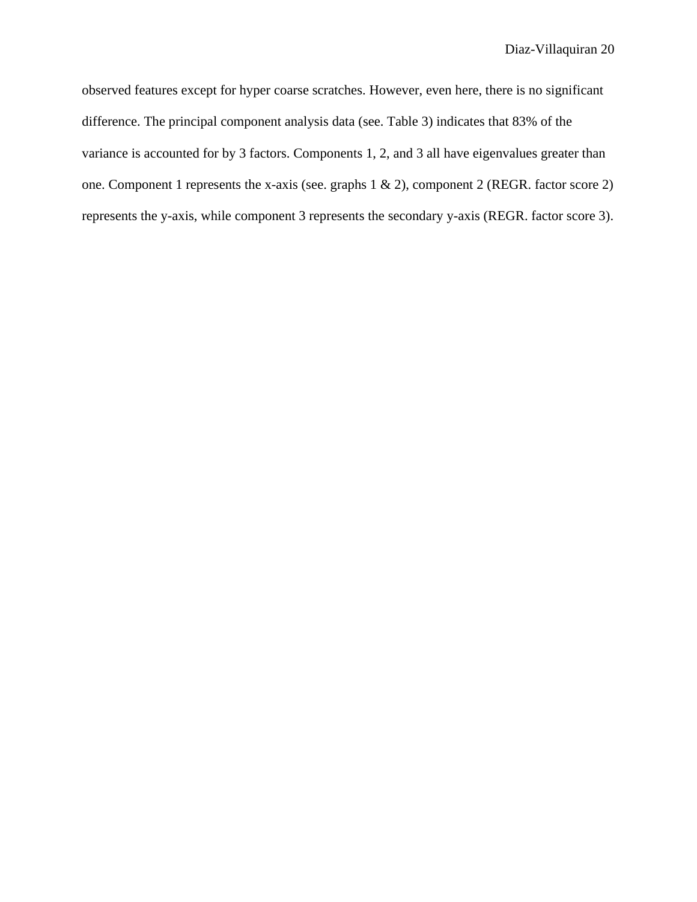observed features except for hyper coarse scratches. However, even here, there is no significant difference. The principal component analysis data (see. Table 3) indicates that 83% of the variance is accounted for by 3 factors. Components 1, 2, and 3 all have eigenvalues greater than one. Component 1 represents the x-axis (see. graphs 1 & 2), component 2 (REGR. factor score 2) represents the y-axis, while component 3 represents the secondary y-axis (REGR. factor score 3).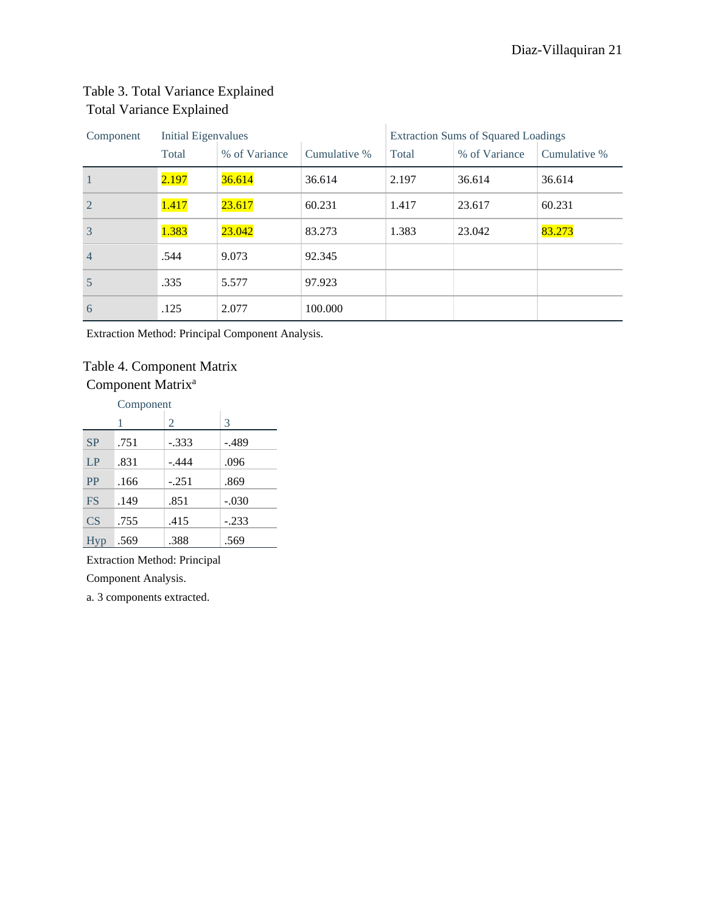Table 3. Total Variance Explained

Total Variance Explained

| Component | Initial Eigenvalues | | | Extraction Sums of Squared Loadings | | |
|---|---|---|---|---|---|---|
| | Total | % of Variance | Cumulative % | Total | % of Variance | Cumulative % |
| 1 | 2.197 | 36.614 | 36.614 | 2.197 | 36.614 | 36.614 |
| 2 | 1.417 | 23.617 | 60.231 | 1.417 | 23.617 | 60.231 |
| 3 | 1.383 | 23.042 | 83.273 | 1.383 | 23.042 | 83.273 |
| 4 | .544 | 9.073 | 92.345 | | | |
| 5 | .335 | 5.577 | 97.923 | | | |
| 6 | .125 | 2.077 | 100.000 | | | |

Extraction Method: Principal Component Analysis.

Table 4. Component Matrix

Component Matrix[a]

| | Component | | |
|---|---|---|---|
| | 1 | 2 | 3 |
| SP | .751 | -.333 | -.489 |
| LP | .831 | -.444 | .096 |
| PP | .166 | -.251 | .869 |
| FS | .149 | .851 | -.030 |
| CS | .755 | .415 | -.233 |
| Hyp | .569 | .388 | .569 |

Extraction Method: Principal Component Analysis.

a. 3 components extracted.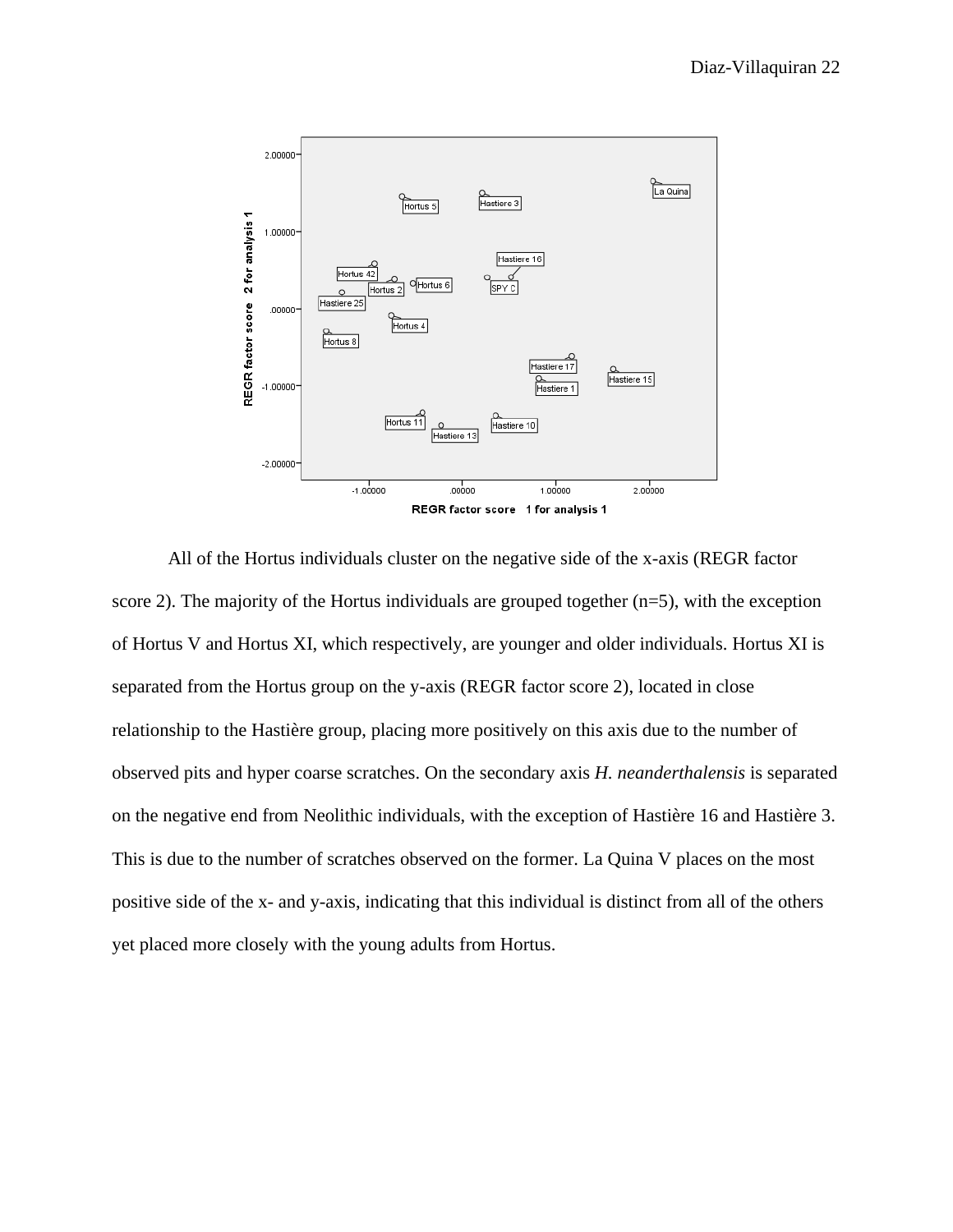All of the Hortus individuals cluster on the negative side of the x-axis (REGR factor score 2). The majority of the Hortus individuals are grouped together (n=5), with the exception of Hortus V and Hortus XI, which respectively, are younger and older individuals. Hortus XI is separated from the Hortus group on the y-axis (REGR factor score 2), located in close relationship to the Hastière group, placing more positively on this axis due to the number of observed pits and hyper coarse scratches. On the secondary axis *H. neanderthalensis* is separated on the negative end from Neolithic individuals, with the exception of Hastière 16 and Hastière 3. This is due to the number of scratches observed on the former. La Quina V places on the most positive side of the x- and y-axis, indicating that this individual is distinct from all of the others yet placed more closely with the young adults from Hortus.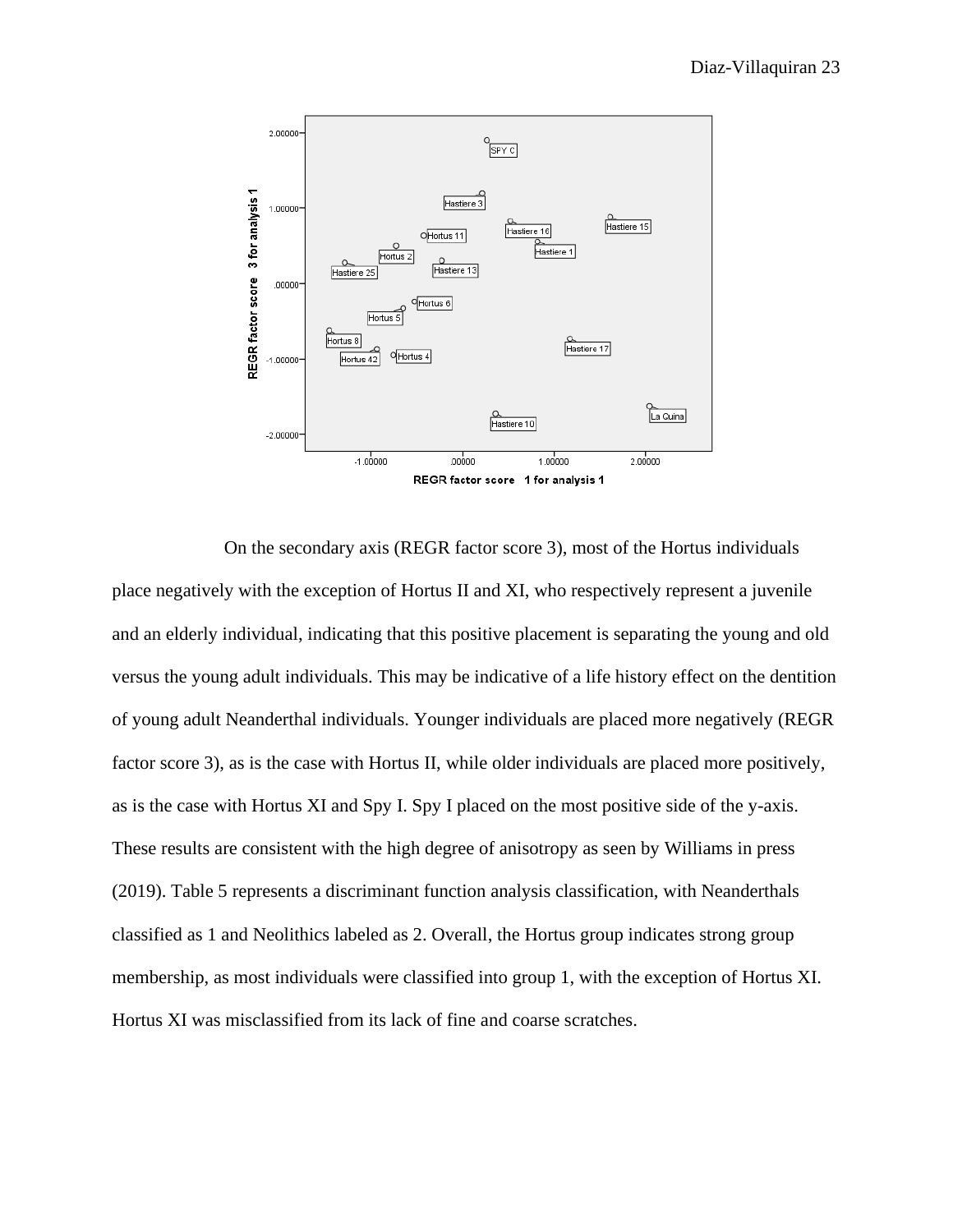On the secondary axis (REGR factor score 3), most of the Hortus individuals place negatively with the exception of Hortus II and XI, who respectively represent a juvenile and an elderly individual, indicating that this positive placement is separating the young and old versus the young adult individuals. This may be indicative of a life history effect on the dentition of young adult Neanderthal individuals. Younger individuals are placed more negatively (REGR factor score 3), as is the case with Hortus II, while older individuals are placed more positively, as is the case with Hortus XI and Spy I. Spy I placed on the most positive side of the y-axis. These results are consistent with the high degree of anisotropy as seen by Williams in press (2019). Table 5 represents a discriminant function analysis classification, with Neanderthals classified as 1 and Neolithics labeled as 2. Overall, the Hortus group indicates strong group membership, as most individuals were classified into group 1, with the exception of Hortus XI. Hortus XI was misclassified from its lack of fine and coarse scratches.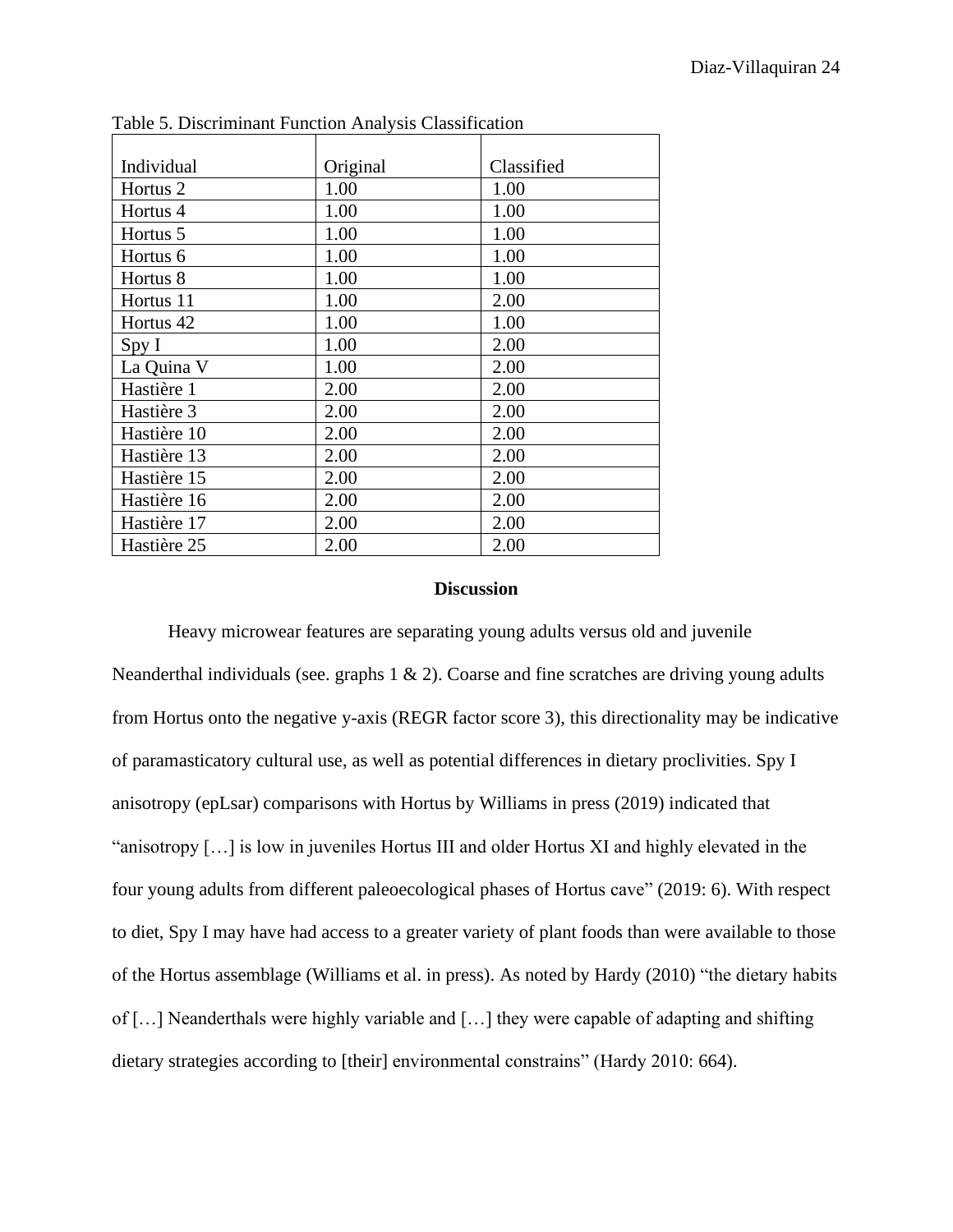Table 5. Discriminant Function Analysis Classification

| Individual | Original | Classified |
|---|---|---|
| Hortus 2 | 1.00 | 1.00 |
| Hortus 4 | 1.00 | 1.00 |
| Hortus 5 | 1.00 | 1.00 |
| Hortus 6 | 1.00 | 1.00 |
| Hortus 8 | 1.00 | 1.00 |
| Hortus 11 | 1.00 | 2.00 |
| Hortus 42 | 1.00 | 1.00 |
| Spy I | 1.00 | 2.00 |
| La Quina V | 1.00 | 2.00 |
| Hastière 1 | 2.00 | 2.00 |
| Hastière 3 | 2.00 | 2.00 |
| Hastière 10 | 2.00 | 2.00 |
| Hastière 13 | 2.00 | 2.00 |
| Hastière 15 | 2.00 | 2.00 |
| Hastière 16 | 2.00 | 2.00 |
| Hastière 17 | 2.00 | 2.00 |
| Hastière 25 | 2.00 | 2.00 |

## Discussion

Heavy microwear features are separating young adults versus old and juvenile Neanderthal individuals (see. graphs 1 & 2). Coarse and fine scratches are driving young adults from Hortus onto the negative y-axis (REGR factor score 3), this directionality may be indicative of paramasticatory cultural use, as well as potential differences in dietary proclivities. Spy I anisotropy (epLsar) comparisons with Hortus by Williams in press (2019) indicated that "anisotropy […] is low in juveniles Hortus III and older Hortus XI and highly elevated in the four young adults from different paleoecological phases of Hortus cave" (2019: 6). With respect to diet, Spy I may have had access to a greater variety of plant foods than were available to those of the Hortus assemblage (Williams et al. in press). As noted by Hardy (2010) "the dietary habits of […] Neanderthals were highly variable and […] they were capable of adapting and shifting dietary strategies according to [their] environmental constrains" (Hardy 2010: 664).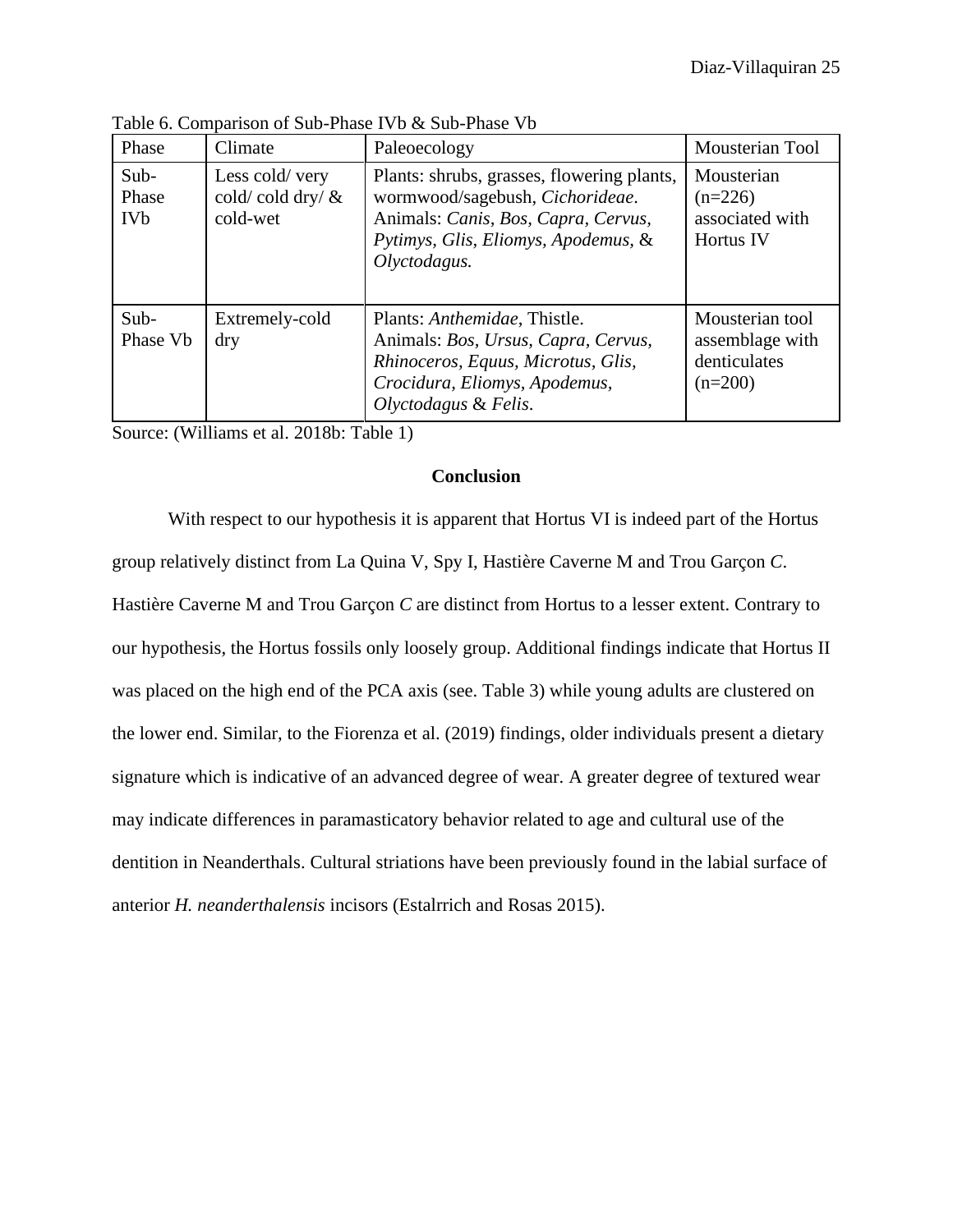Table 6. Comparison of Sub-Phase IVb & Sub-Phase Vb

| Phase | Climate | Paleoecology | Mousterian Tool |
|---|---|---|---|
| Sub-Phase IVb | Less cold/ very cold/ cold dry/ & cold-wet | Plants: shrubs, grasses, flowering plants, wormwood/sagebush, *Cichorideae*. Animals: *Canis, Bos, Capra, Cervus, Pytimys, Glis, Eliomys, Apodemus,* & *Olyctodagus.* | Mousterian (n=226) associated with Hortus IV |
| Sub-Phase Vb | Extremely-cold dry | Plants: *Anthemidae*, Thistle. Animals: *Bos, Ursus, Capra, Cervus, Rhinoceros, Equus, Microtus, Glis, Crocidura, Eliomys, Apodemus, Olyctodagus* & *Felis*. | Mousterian tool assemblage with denticulates (n=200) |

Source: (Williams et al. 2018b: Table 1)

## Conclusion

With respect to our hypothesis it is apparent that Hortus VI is indeed part of the Hortus group relatively distinct from La Quina V, Spy I, Hastière Caverne M and Trou Garçon *C*. Hastière Caverne M and Trou Garçon *C* are distinct from Hortus to a lesser extent. Contrary to our hypothesis, the Hortus fossils only loosely group. Additional findings indicate that Hortus II was placed on the high end of the PCA axis (see. Table 3) while young adults are clustered on the lower end. Similar, to the Fiorenza et al. (2019) findings, older individuals present a dietary signature which is indicative of an advanced degree of wear. A greater degree of textured wear may indicate differences in paramasticatory behavior related to age and cultural use of the dentition in Neanderthals. Cultural striations have been previously found in the labial surface of anterior *H. neanderthalensis* incisors (Estalrrich and Rosas 2015).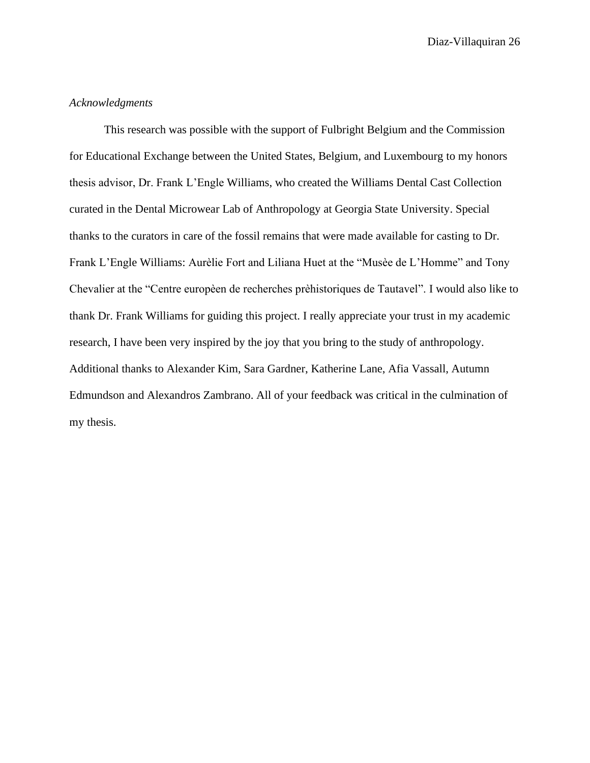*Acknowledgments*

This research was possible with the support of Fulbright Belgium and the Commission for Educational Exchange between the United States, Belgium, and Luxembourg to my honors thesis advisor, Dr. Frank L'Engle Williams, who created the Williams Dental Cast Collection curated in the Dental Microwear Lab of Anthropology at Georgia State University. Special thanks to the curators in care of the fossil remains that were made available for casting to Dr. Frank L'Engle Williams: Aurèlie Fort and Liliana Huet at the "Musèe de L'Homme" and Tony Chevalier at the "Centre europèen de recherches prèhistoriques de Tautavel". I would also like to thank Dr. Frank Williams for guiding this project. I really appreciate your trust in my academic research, I have been very inspired by the joy that you bring to the study of anthropology. Additional thanks to Alexander Kim, Sara Gardner, Katherine Lane, Afia Vassall, Autumn Edmundson and Alexandros Zambrano. All of your feedback was critical in the culmination of my thesis.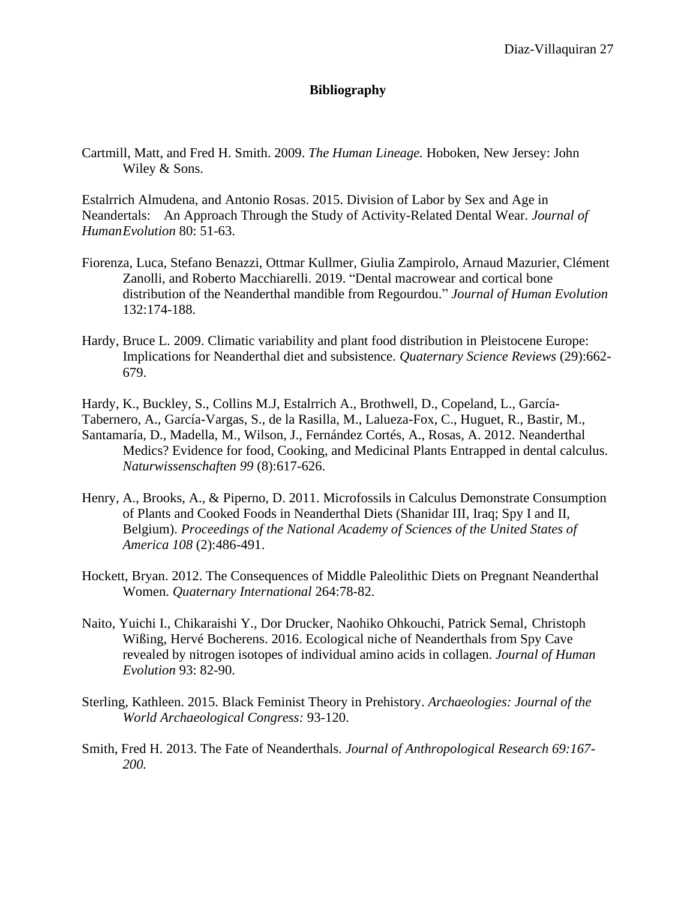# Bibliography

Cartmill, Matt, and Fred H. Smith. 2009. *The Human Lineage.* Hoboken, New Jersey: John Wiley & Sons.

Estalrrich Almudena, and Antonio Rosas. 2015. Division of Labor by Sex and Age in Neandertals: An Approach Through the Study of Activity-Related Dental Wear. *Journal of HumanEvolution* 80: 51-63.

Fiorenza, Luca, Stefano Benazzi, Ottmar Kullmer, Giulia Zampirolo, Arnaud Mazurier, Clément Zanolli, and Roberto Macchiarelli. 2019. "Dental macrowear and cortical bone distribution of the Neanderthal mandible from Regourdou." *Journal of Human Evolution* 132:174-188.

Hardy, Bruce L. 2009. Climatic variability and plant food distribution in Pleistocene Europe: Implications for Neanderthal diet and subsistence. *Quaternary Science Reviews* (29):662-679.

Hardy, K., Buckley, S., Collins M.J, Estalrrich A., Brothwell, D., Copeland, L., García-Tabernero, A., García-Vargas, S., de la Rasilla, M., Lalueza-Fox, C., Huguet, R., Bastir, M., Santamaría, D., Madella, M., Wilson, J., Fernández Cortés, A., Rosas, A. 2012. Neanderthal Medics? Evidence for food, Cooking, and Medicinal Plants Entrapped in dental calculus. *Naturwissenschaften 99* (8):617-626.

Henry, A., Brooks, A., & Piperno, D. 2011. Microfossils in Calculus Demonstrate Consumption of Plants and Cooked Foods in Neanderthal Diets (Shanidar III, Iraq; Spy I and II, Belgium). *Proceedings of the National Academy of Sciences of the United States of America 108* (2):486-491.

Hockett, Bryan. 2012. The Consequences of Middle Paleolithic Diets on Pregnant Neanderthal Women. *Quaternary International* 264:78-82.

Naito, Yuichi I., Chikaraishi Y., Dor Drucker, Naohiko Ohkouchi, Patrick Semal, Christoph Wißing, Hervé Bocherens. 2016. Ecological niche of Neanderthals from Spy Cave revealed by nitrogen isotopes of individual amino acids in collagen. *Journal of Human Evolution* 93: 82-90.

Sterling, Kathleen. 2015. Black Feminist Theory in Prehistory. *Archaeologies: Journal of the World Archaeological Congress:* 93-120.

Smith, Fred H. 2013. The Fate of Neanderthals. *Journal of Anthropological Research 69:167-200.*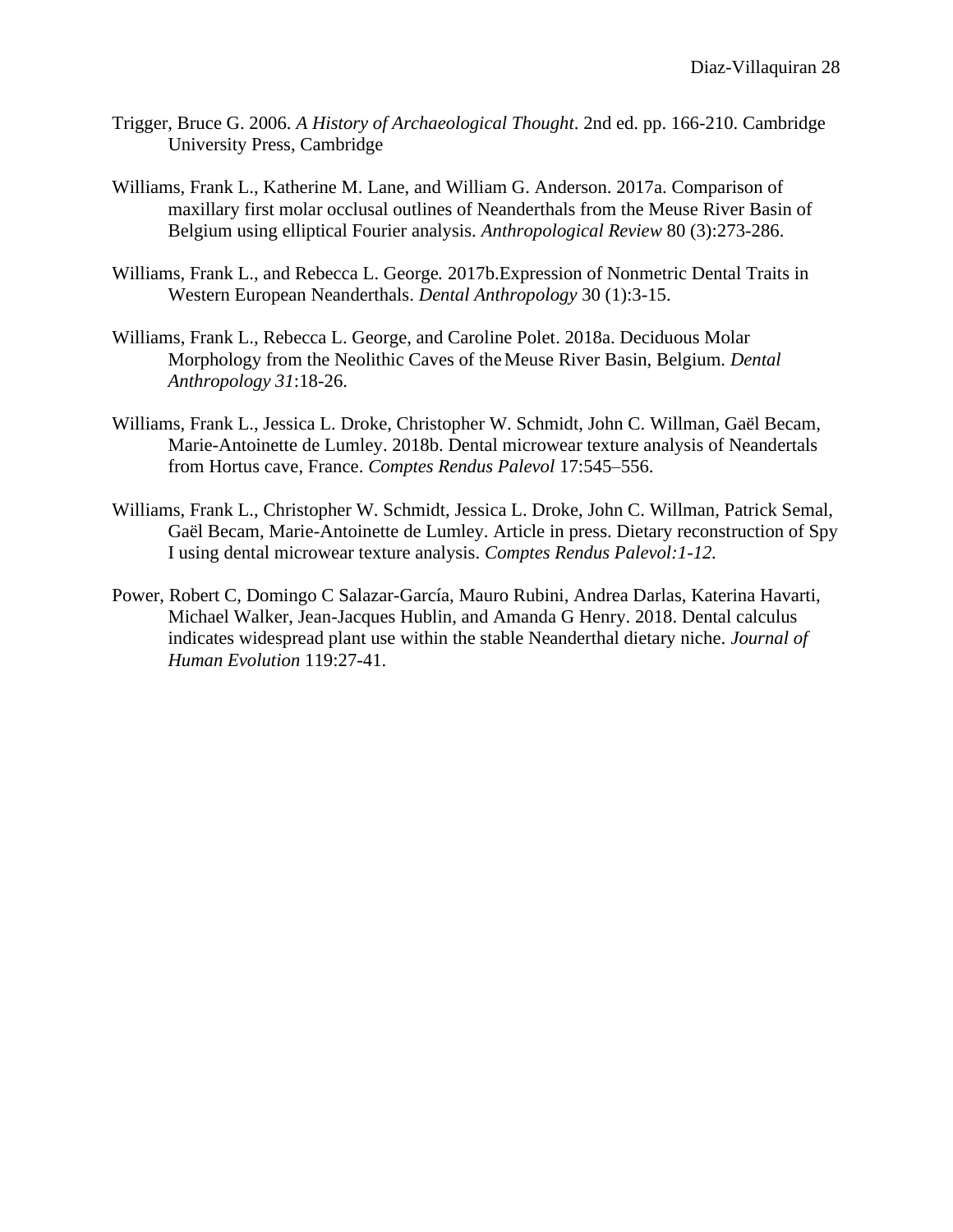Trigger, Bruce G. 2006. *A History of Archaeological Thought*. 2nd ed. pp. 166-210. Cambridge University Press, Cambridge

Williams, Frank L., Katherine M. Lane, and William G. Anderson. 2017a. Comparison of maxillary first molar occlusal outlines of Neanderthals from the Meuse River Basin of Belgium using elliptical Fourier analysis. *Anthropological Review* 80 (3):273-286.

Williams, Frank L., and Rebecca L. George. 2017b.Expression of Nonmetric Dental Traits in Western European Neanderthals. *Dental Anthropology* 30 (1):3-15.

Williams, Frank L., Rebecca L. George, and Caroline Polet. 2018a. Deciduous Molar Morphology from the Neolithic Caves of the Meuse River Basin, Belgium. *Dental Anthropology 31*:18-26.

Williams, Frank L., Jessica L. Droke, Christopher W. Schmidt, John C. Willman, Gaël Becam, Marie-Antoinette de Lumley. 2018b. Dental microwear texture analysis of Neandertals from Hortus cave, France. *Comptes Rendus Palevol* 17:545–556.

Williams, Frank L., Christopher W. Schmidt, Jessica L. Droke, John C. Willman, Patrick Semal, Gaël Becam, Marie-Antoinette de Lumley. Article in press. Dietary reconstruction of Spy I using dental microwear texture analysis. *Comptes Rendus Palevol:1-12.*

Power, Robert C, Domingo C Salazar-García, Mauro Rubini, Andrea Darlas, Katerina Havarti, Michael Walker, Jean-Jacques Hublin, and Amanda G Henry. 2018. Dental calculus indicates widespread plant use within the stable Neanderthal dietary niche. *Journal of Human Evolution* 119:27-41.